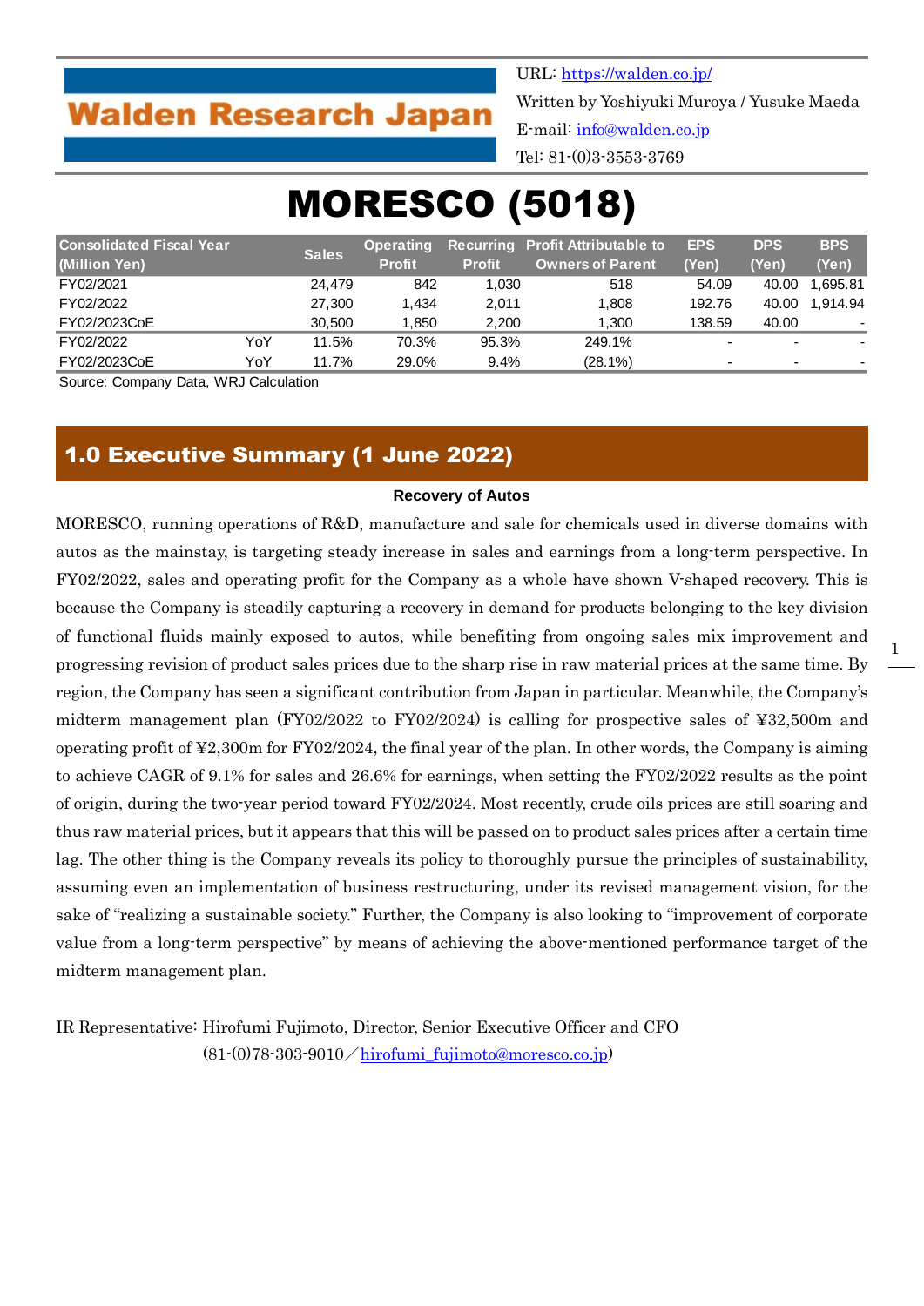Walden Research Japan

URL: https://walden.co.jp/
Written by Yoshiyuki Muroya / Yusuke Maeda
E-mail: info@walden.co.jp
Tel: 81-(0)3-3553-3769

# MORESCO (5018)

| Consolidated Fiscal Year (Million Yen) | | Sales | Operating Profit | Recurring Profit | Profit Attributable to Owners of Parent | EPS (Yen) | DPS (Yen) | BPS (Yen) |
|---|---|---|---|---|---|---|---|---|
| FY02/2021 | | 24,479 | 842 | 1,030 | 518 | 54.09 | 40.00 | 1,695.81 |
| FY02/2022 | | 27,300 | 1,434 | 2,011 | 1,808 | 192.76 | 40.00 | 1,914.94 |
| FY02/2023CoE | | 30,500 | 1,850 | 2,200 | 1,300 | 138.59 | 40.00 | - |
| FY02/2022 | YoY | 11.5% | 70.3% | 95.3% | 249.1% | - | - | - |
| FY02/2023CoE | YoY | 11.7% | 29.0% | 9.4% | (28.1%) | - | - | - |

Source: Company Data, WRJ Calculation

## 1.0 Executive Summary (1 June 2022)

**Recovery of Autos**

MORESCO, running operations of R&D, manufacture and sale for chemicals used in diverse domains with autos as the mainstay, is targeting steady increase in sales and earnings from a long-term perspective. In FY02/2022, sales and operating profit for the Company as a whole have shown V-shaped recovery. This is because the Company is steadily capturing a recovery in demand for products belonging to the key division of functional fluids mainly exposed to autos, while benefiting from ongoing sales mix improvement and progressing revision of product sales prices due to the sharp rise in raw material prices at the same time. By region, the Company has seen a significant contribution from Japan in particular. Meanwhile, the Company's midterm management plan (FY02/2022 to FY02/2024) is calling for prospective sales of ¥32,500m and operating profit of ¥2,300m for FY02/2024, the final year of the plan. In other words, the Company is aiming to achieve CAGR of 9.1% for sales and 26.6% for earnings, when setting the FY02/2022 results as the point of origin, during the two-year period toward FY02/2024. Most recently, crude oils prices are still soaring and thus raw material prices, but it appears that this will be passed on to product sales prices after a certain time lag. The other thing is the Company reveals its policy to thoroughly pursue the principles of sustainability, assuming even an implementation of business restructuring, under its revised management vision, for the sake of "realizing a sustainable society." Further, the Company is also looking to "improvement of corporate value from a long-term perspective" by means of achieving the above-mentioned performance target of the midterm management plan.

IR Representative: Hirofumi Fujimoto, Director, Senior Executive Officer and CFO
(81-(0)78-303-9010／hirofumi_fujimoto@moresco.co.jp)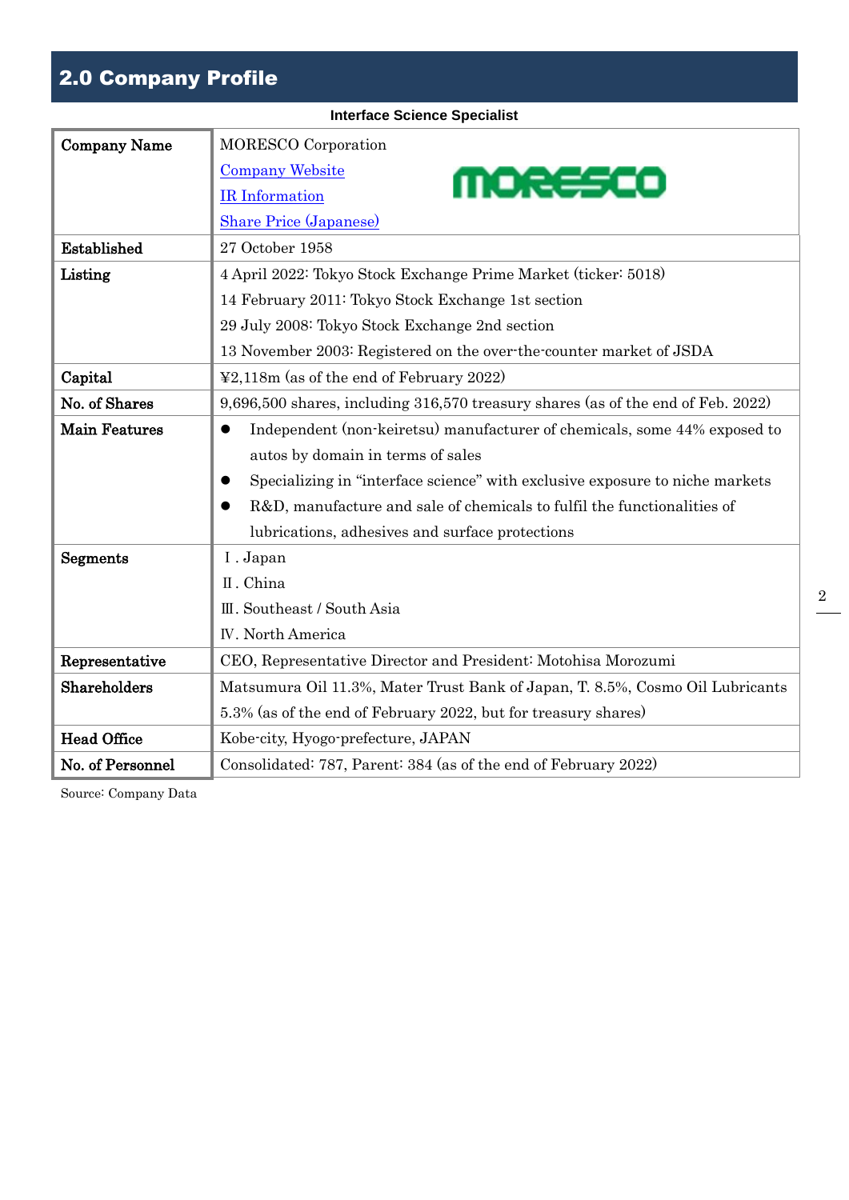## 2.0 Company Profile

**Interface Science Specialist**

| Company Name | MORESCO Corporation<br>Company Website<br>IR Information<br>Share Price (Japanese) |
|---|---|
| Established | 27 October 1958 |
| Listing | 4 April 2022: Tokyo Stock Exchange Prime Market (ticker: 5018)<br>14 February 2011: Tokyo Stock Exchange 1st section<br>29 July 2008: Tokyo Stock Exchange 2nd section<br>13 November 2003: Registered on the over-the-counter market of JSDA |
| Capital | ¥2,118m (as of the end of February 2022) |
| No. of Shares | 9,696,500 shares, including 316,570 treasury shares (as of the end of Feb. 2022) |
| Main Features | ● Independent (non-keiretsu) manufacturer of chemicals, some 44% exposed to autos by domain in terms of sales<br>● Specializing in "interface science" with exclusive exposure to niche markets<br>● R&D, manufacture and sale of chemicals to fulfil the functionalities of lubrications, adhesives and surface protections |
| Segments | Ⅰ. Japan<br>Ⅱ. China<br>Ⅲ. Southeast / South Asia<br>Ⅳ. North America |
| Representative | CEO, Representative Director and President: Motohisa Morozumi |
| Shareholders | Matsumura Oil 11.3%, Mater Trust Bank of Japan, T. 8.5%, Cosmo Oil Lubricants 5.3% (as of the end of February 2022, but for treasury shares) |
| Head Office | Kobe-city, Hyogo-prefecture, JAPAN |
| No. of Personnel | Consolidated: 787, Parent: 384 (as of the end of February 2022) |

Source: Company Data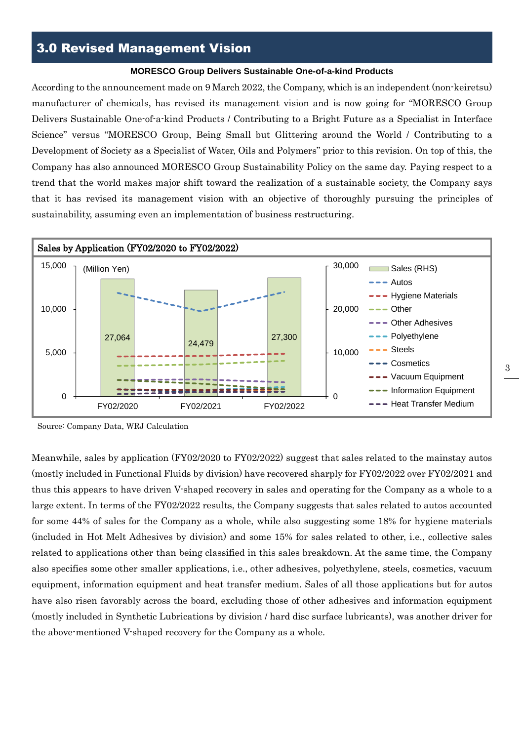## 3.0 Revised Management Vision

**MORESCO Group Delivers Sustainable One-of-a-kind Products**

According to the announcement made on 9 March 2022, the Company, which is an independent (non-keiretsu) manufacturer of chemicals, has revised its management vision and is now going for "MORESCO Group Delivers Sustainable One-of-a-kind Products / Contributing to a Bright Future as a Specialist in Interface Science" versus "MORESCO Group, Being Small but Glittering around the World / Contributing to a Development of Society as a Specialist of Water, Oils and Polymers" prior to this revision. On top of this, the Company has also announced MORESCO Group Sustainability Policy on the same day. Paying respect to a trend that the world makes major shift toward the realization of a sustainable society, the Company says that it has revised its management vision with an objective of thoroughly pursuing the principles of sustainability, assuming even an implementation of business restructuring.

**Sales by Application (FY02/2020 to FY02/2022)**

(Million Yen)

| | FY02/2020 | FY02/2021 | FY02/2022 |
|---|---|---|---|
| Sales (RHS) | 27,064 | 24,479 | 27,300 |

Legend: Sales (RHS), Autos, Hygiene Materials, Other, Other Adhesives, Polyethylene, Steels, Cosmetics, Vacuum Equipment, Information Equipment, Heat Transfer Medium

Source: Company Data, WRJ Calculation

Meanwhile, sales by application (FY02/2020 to FY02/2022) suggest that sales related to the mainstay autos (mostly included in Functional Fluids by division) have recovered sharply for FY02/2022 over FY02/2021 and thus this appears to have driven V-shaped recovery in sales and operating for the Company as a whole to a large extent. In terms of the FY02/2022 results, the Company suggests that sales related to autos accounted for some 44% of sales for the Company as a whole, while also suggesting some 18% for hygiene materials (included in Hot Melt Adhesives by division) and some 15% for sales related to other, i.e., collective sales related to applications other than being classified in this sales breakdown. At the same time, the Company also specifies some other smaller applications, i.e., other adhesives, polyethylene, steels, cosmetics, vacuum equipment, information equipment and heat transfer medium. Sales of all those applications but for autos have also risen favorably across the board, excluding those of other adhesives and information equipment (mostly included in Synthetic Lubrications by division / hard disc surface lubricants), was another driver for the above-mentioned V-shaped recovery for the Company as a whole.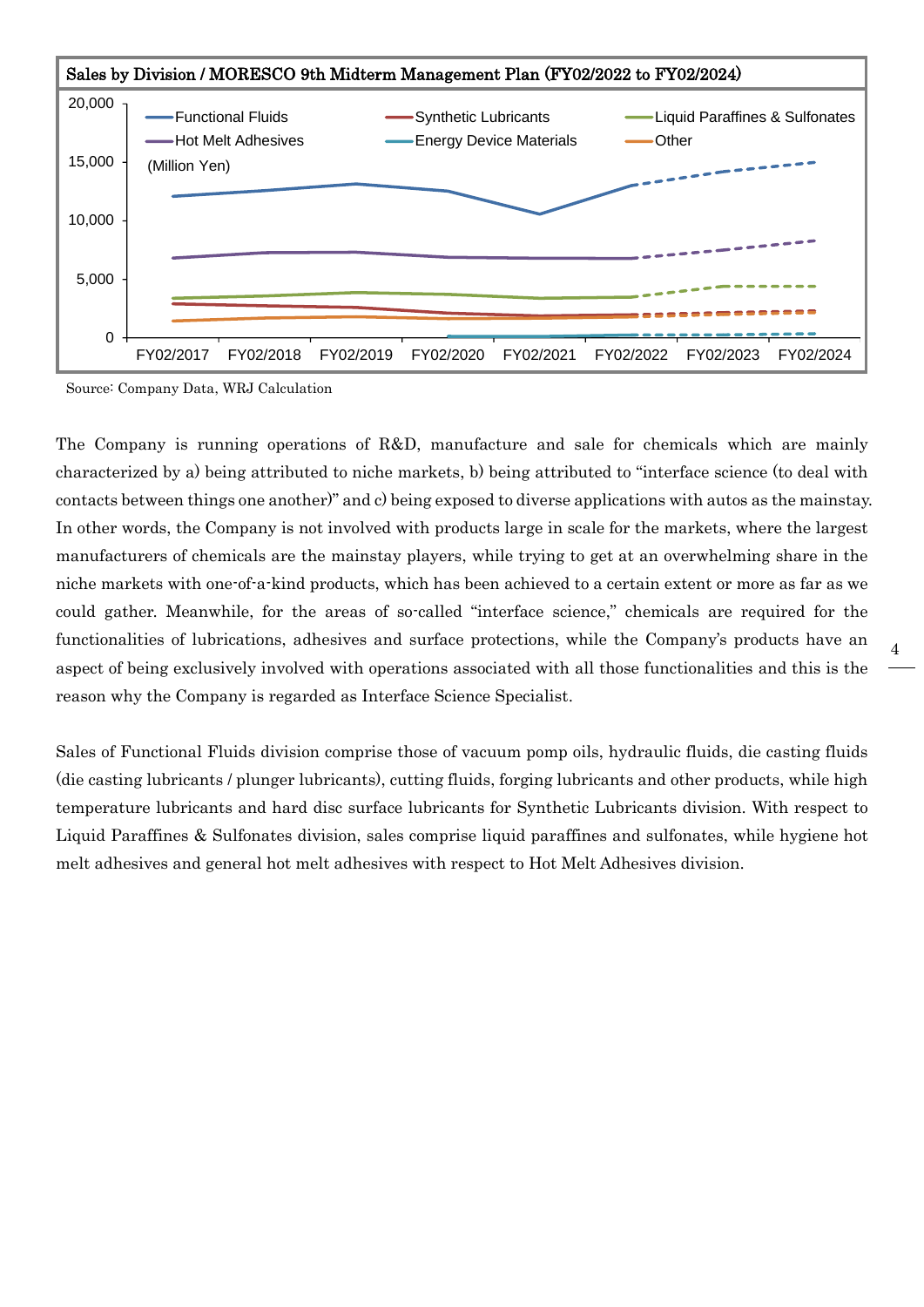**Sales by Division / MORESCO 9th Midterm Management Plan (FY02/2022 to FY02/2024)**

(Million Yen)

Legend: Functional Fluids, Synthetic Lubricants, Liquid Paraffines & Sulfonates, Hot Melt Adhesives, Energy Device Materials, Other

X-axis: FY02/2017, FY02/2018, FY02/2019, FY02/2020, FY02/2021, FY02/2022, FY02/2023, FY02/2024

Y-axis: 0, 5,000, 10,000, 15,000, 20,000

Source: Company Data, WRJ Calculation

The Company is running operations of R&D, manufacture and sale for chemicals which are mainly characterized by a) being attributed to niche markets, b) being attributed to "interface science (to deal with contacts between things one another)" and c) being exposed to diverse applications with autos as the mainstay. In other words, the Company is not involved with products large in scale for the markets, where the largest manufacturers of chemicals are the mainstay players, while trying to get at an overwhelming share in the niche markets with one-of-a-kind products, which has been achieved to a certain extent or more as far as we could gather. Meanwhile, for the areas of so-called "interface science," chemicals are required for the functionalities of lubrications, adhesives and surface protections, while the Company's products have an aspect of being exclusively involved with operations associated with all those functionalities and this is the reason why the Company is regarded as Interface Science Specialist.

Sales of Functional Fluids division comprise those of vacuum pomp oils, hydraulic fluids, die casting fluids (die casting lubricants / plunger lubricants), cutting fluids, forging lubricants and other products, while high temperature lubricants and hard disc surface lubricants for Synthetic Lubricants division. With respect to Liquid Paraffines & Sulfonates division, sales comprise liquid paraffines and sulfonates, while hygiene hot melt adhesives and general hot melt adhesives with respect to Hot Melt Adhesives division.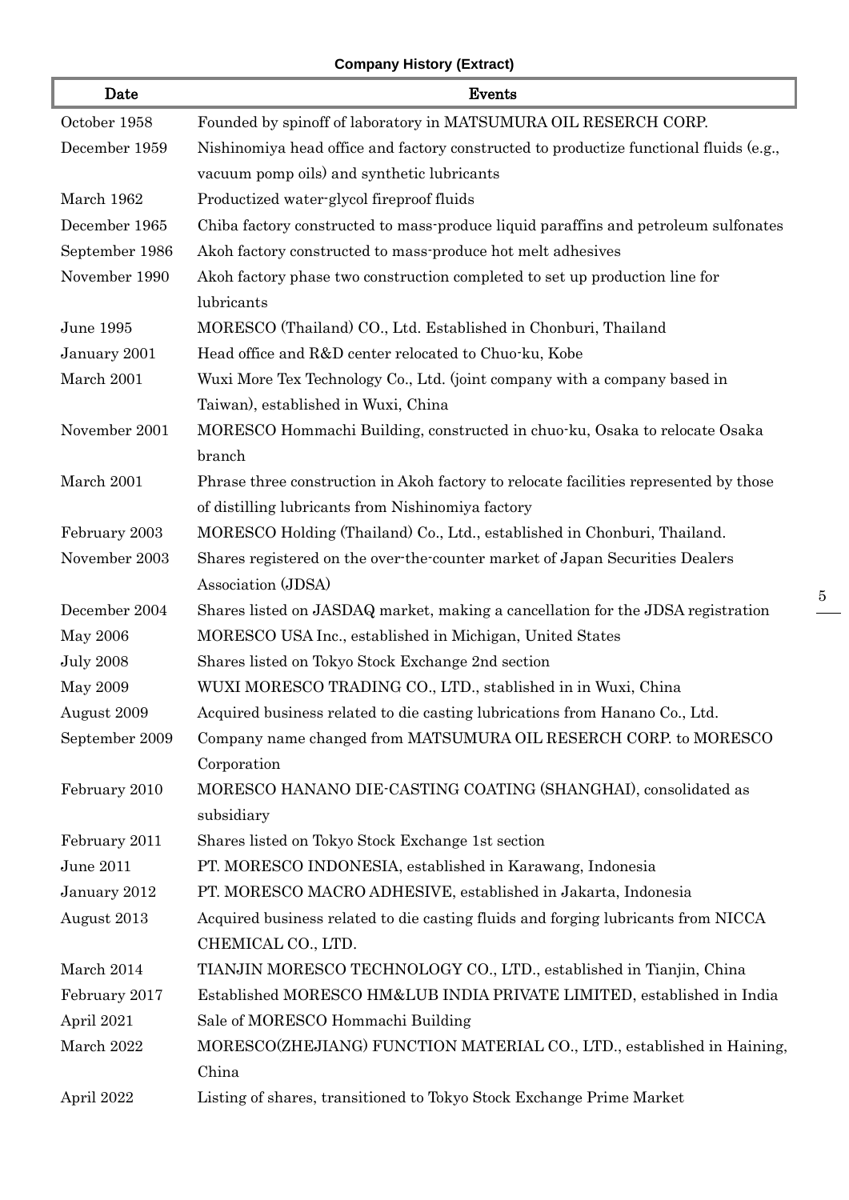**Company History (Extract)**

| Date | Events |
|---|---|
| October 1958 | Founded by spinoff of laboratory in MATSUMURA OIL RESERCH CORP. |
| December 1959 | Nishinomiya head office and factory constructed to productize functional fluids (e.g., vacuum pomp oils) and synthetic lubricants |
| March 1962 | Productized water-glycol fireproof fluids |
| December 1965 | Chiba factory constructed to mass-produce liquid paraffins and petroleum sulfonates |
| September 1986 | Akoh factory constructed to mass-produce hot melt adhesives |
| November 1990 | Akoh factory phase two construction completed to set up production line for lubricants |
| June 1995 | MORESCO (Thailand) CO., Ltd. Established in Chonburi, Thailand |
| January 2001 | Head office and R&D center relocated to Chuo-ku, Kobe |
| March 2001 | Wuxi More Tex Technology Co., Ltd. (joint company with a company based in Taiwan), established in Wuxi, China |
| November 2001 | MORESCO Hommachi Building, constructed in chuo-ku, Osaka to relocate Osaka branch |
| March 2001 | Phrase three construction in Akoh factory to relocate facilities represented by those of distilling lubricants from Nishinomiya factory |
| February 2003 | MORESCO Holding (Thailand) Co., Ltd., established in Chonburi, Thailand. |
| November 2003 | Shares registered on the over-the-counter market of Japan Securities Dealers Association (JDSA) |
| December 2004 | Shares listed on JASDAQ market, making a cancellation for the JDSA registration |
| May 2006 | MORESCO USA Inc., established in Michigan, United States |
| July 2008 | Shares listed on Tokyo Stock Exchange 2nd section |
| May 2009 | WUXI MORESCO TRADING CO., LTD., stablished in in Wuxi, China |
| August 2009 | Acquired business related to die casting lubrications from Hanano Co., Ltd. |
| September 2009 | Company name changed from MATSUMURA OIL RESERCH CORP. to MORESCO Corporation |
| February 2010 | MORESCO HANANO DIE-CASTING COATING (SHANGHAI), consolidated as subsidiary |
| February 2011 | Shares listed on Tokyo Stock Exchange 1st section |
| June 2011 | PT. MORESCO INDONESIA, established in Karawang, Indonesia |
| January 2012 | PT. MORESCO MACRO ADHESIVE, established in Jakarta, Indonesia |
| August 2013 | Acquired business related to die casting fluids and forging lubricants from NICCA CHEMICAL CO., LTD. |
| March 2014 | TIANJIN MORESCO TECHNOLOGY CO., LTD., established in Tianjin, China |
| February 2017 | Established MORESCO HM&LUB INDIA PRIVATE LIMITED, established in India |
| April 2021 | Sale of MORESCO Hommachi Building |
| March 2022 | MORESCO(ZHEJIANG) FUNCTION MATERIAL CO., LTD., established in Haining, China |
| April 2022 | Listing of shares, transitioned to Tokyo Stock Exchange Prime Market |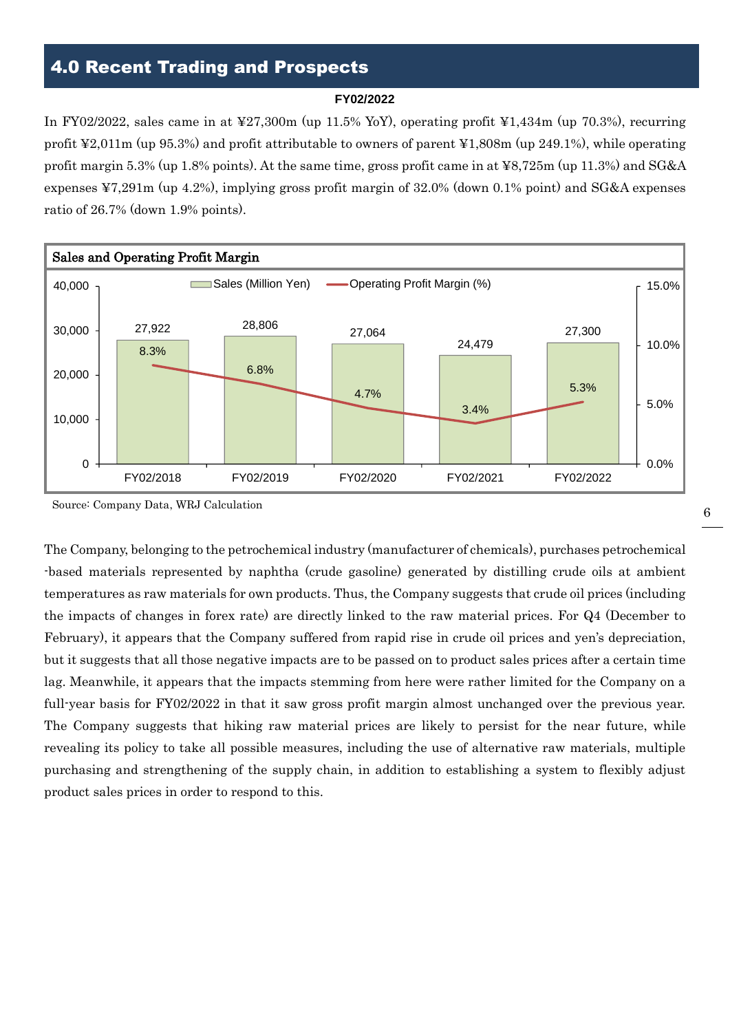## 4.0 Recent Trading and Prospects

**FY02/2022**

In FY02/2022, sales came in at ¥27,300m (up 11.5% YoY), operating profit ¥1,434m (up 70.3%), recurring profit ¥2,011m (up 95.3%) and profit attributable to owners of parent ¥1,808m (up 249.1%), while operating profit margin 5.3% (up 1.8% points). At the same time, gross profit came in at ¥8,725m (up 11.3%) and SG&A expenses ¥7,291m (up 4.2%), implying gross profit margin of 32.0% (down 0.1% point) and SG&A expenses ratio of 26.7% (down 1.9% points).

**Sales and Operating Profit Margin**

| | FY02/2018 | FY02/2019 | FY02/2020 | FY02/2021 | FY02/2022 |
|---|---|---|---|---|---|
| Sales (Million Yen) | 27,922 | 28,806 | 27,064 | 24,479 | 27,300 |
| Operating Profit Margin (%) | 8.3% | 6.8% | 4.7% | 3.4% | 5.3% |

Source: Company Data, WRJ Calculation

The Company, belonging to the petrochemical industry (manufacturer of chemicals), purchases petrochemical -based materials represented by naphtha (crude gasoline) generated by distilling crude oils at ambient temperatures as raw materials for own products. Thus, the Company suggests that crude oil prices (including the impacts of changes in forex rate) are directly linked to the raw material prices. For Q4 (December to February), it appears that the Company suffered from rapid rise in crude oil prices and yen's depreciation, but it suggests that all those negative impacts are to be passed on to product sales prices after a certain time lag. Meanwhile, it appears that the impacts stemming from here were rather limited for the Company on a full-year basis for FY02/2022 in that it saw gross profit margin almost unchanged over the previous year. The Company suggests that hiking raw material prices are likely to persist for the near future, while revealing its policy to take all possible measures, including the use of alternative raw materials, multiple purchasing and strengthening of the supply chain, in addition to establishing a system to flexibly adjust product sales prices in order to respond to this.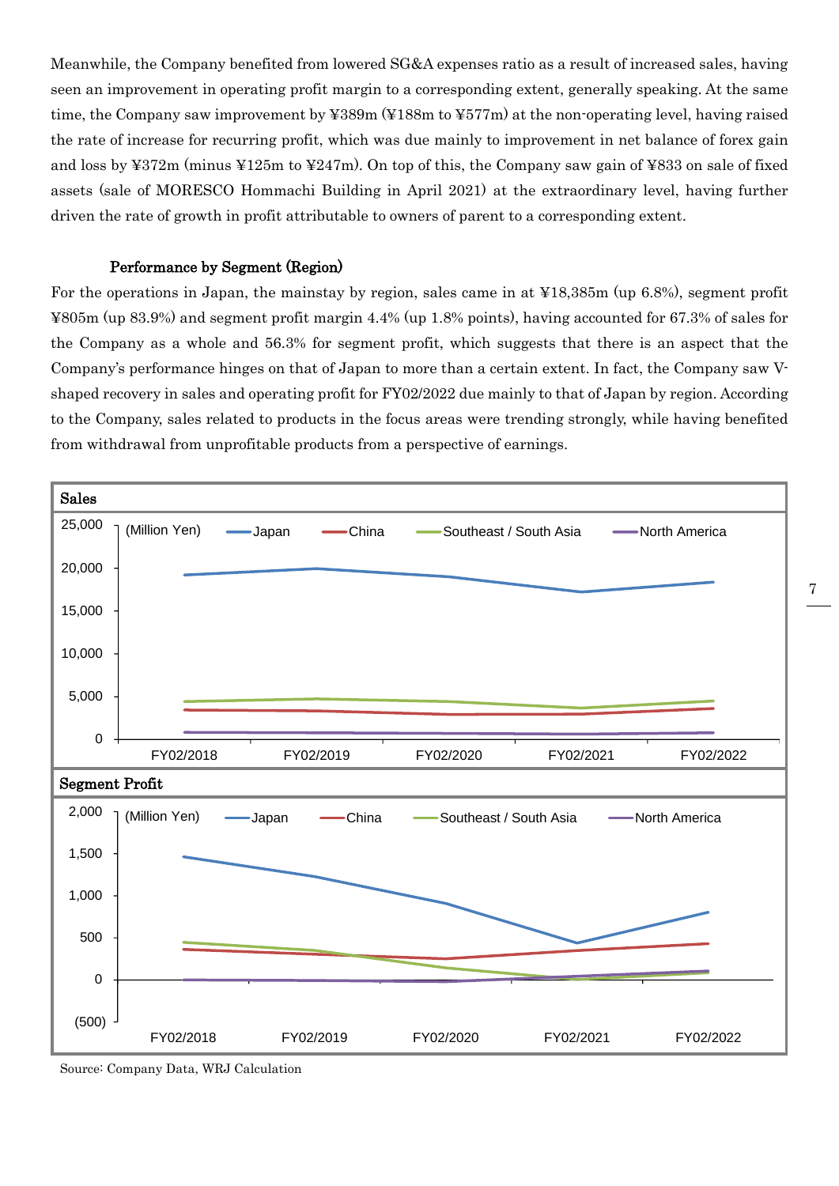Meanwhile, the Company benefited from lowered SG&A expenses ratio as a result of increased sales, having seen an improvement in operating profit margin to a corresponding extent, generally speaking. At the same time, the Company saw improvement by ¥389m (¥188m to ¥577m) at the non-operating level, having raised the rate of increase for recurring profit, which was due mainly to improvement in net balance of forex gain and loss by ¥372m (minus ¥125m to ¥247m). On top of this, the Company saw gain of ¥833 on sale of fixed assets (sale of MORESCO Hommachi Building in April 2021) at the extraordinary level, having further driven the rate of growth in profit attributable to owners of parent to a corresponding extent.

**Performance by Segment (Region)**

For the operations in Japan, the mainstay by region, sales came in at ¥18,385m (up 6.8%), segment profit ¥805m (up 83.9%) and segment profit margin 4.4% (up 1.8% points), having accounted for 67.3% of sales for the Company as a whole and 56.3% for segment profit, which suggests that there is an aspect that the Company's performance hinges on that of Japan to more than a certain extent. In fact, the Company saw V-shaped recovery in sales and operating profit for FY02/2022 due mainly to that of Japan by region. According to the Company, sales related to products in the focus areas were trending strongly, while having benefited from withdrawal from unprofitable products from a perspective of earnings.

**Sales**

(Million Yen) — Japan, China, Southeast / South Asia, North America; FY02/2018 – FY02/2022

**Segment Profit**

(Million Yen) — Japan, China, Southeast / South Asia, North America; FY02/2018 – FY02/2022

Source: Company Data, WRJ Calculation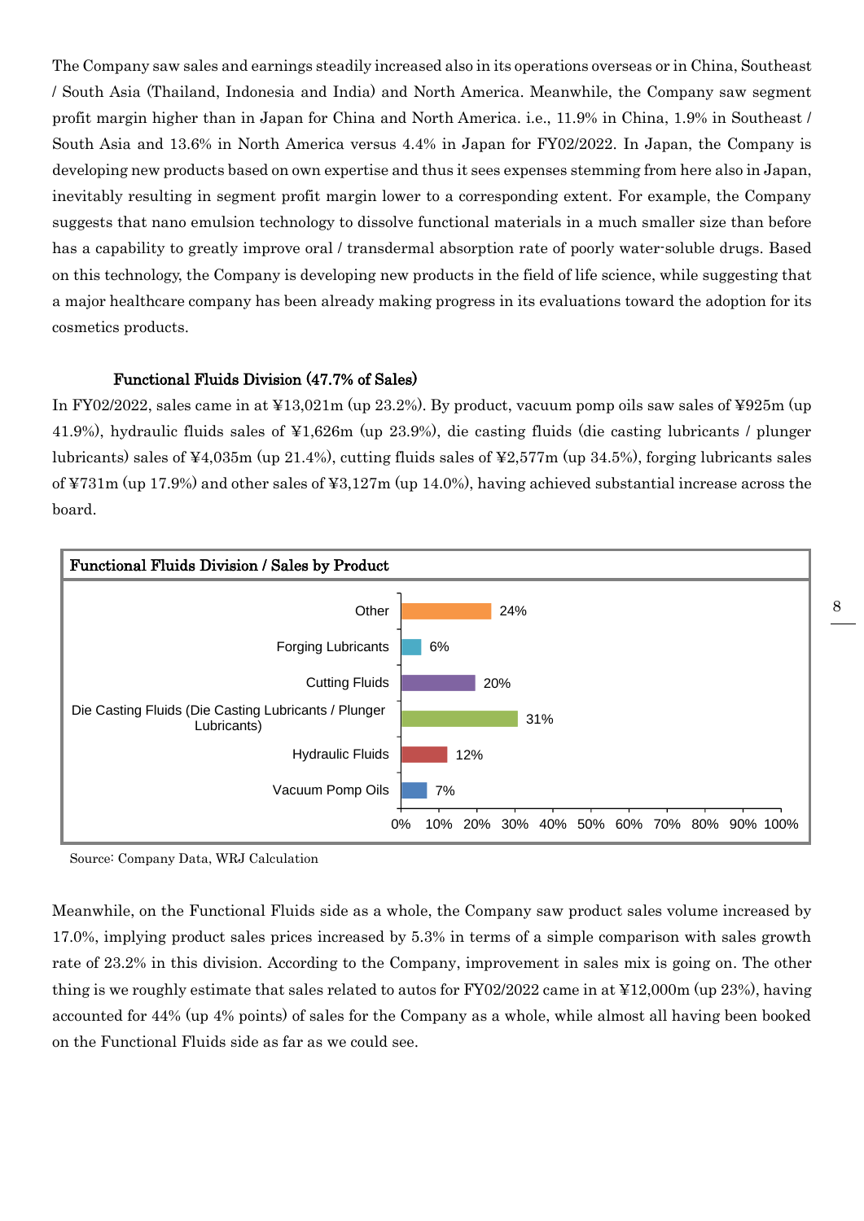The Company saw sales and earnings steadily increased also in its operations overseas or in China, Southeast / South Asia (Thailand, Indonesia and India) and North America. Meanwhile, the Company saw segment profit margin higher than in Japan for China and North America. i.e., 11.9% in China, 1.9% in Southeast / South Asia and 13.6% in North America versus 4.4% in Japan for FY02/2022. In Japan, the Company is developing new products based on own expertise and thus it sees expenses stemming from here also in Japan, inevitably resulting in segment profit margin lower to a corresponding extent. For example, the Company suggests that nano emulsion technology to dissolve functional materials in a much smaller size than before has a capability to greatly improve oral / transdermal absorption rate of poorly water-soluble drugs. Based on this technology, the Company is developing new products in the field of life science, while suggesting that a major healthcare company has been already making progress in its evaluations toward the adoption for its cosmetics products.

### Functional Fluids Division (47.7% of Sales)

In FY02/2022, sales came in at ¥13,021m (up 23.2%). By product, vacuum pomp oils saw sales of ¥925m (up 41.9%), hydraulic fluids sales of ¥1,626m (up 23.9%), die casting fluids (die casting lubricants / plunger lubricants) sales of ¥4,035m (up 21.4%), cutting fluids sales of ¥2,577m (up 34.5%), forging lubricants sales of ¥731m (up 17.9%) and other sales of ¥3,127m (up 14.0%), having achieved substantial increase across the board.

**Functional Fluids Division / Sales by Product**

| Product | Share |
|---|---|
| Other | 24% |
| Forging Lubricants | 6% |
| Cutting Fluids | 20% |
| Die Casting Fluids (Die Casting Lubricants / Plunger Lubricants) | 31% |
| Hydraulic Fluids | 12% |
| Vacuum Pomp Oils | 7% |

Source: Company Data, WRJ Calculation

Meanwhile, on the Functional Fluids side as a whole, the Company saw product sales volume increased by 17.0%, implying product sales prices increased by 5.3% in terms of a simple comparison with sales growth rate of 23.2% in this division. According to the Company, improvement in sales mix is going on. The other thing is we roughly estimate that sales related to autos for FY02/2022 came in at ¥12,000m (up 23%), having accounted for 44% (up 4% points) of sales for the Company as a whole, while almost all having been booked on the Functional Fluids side as far as we could see.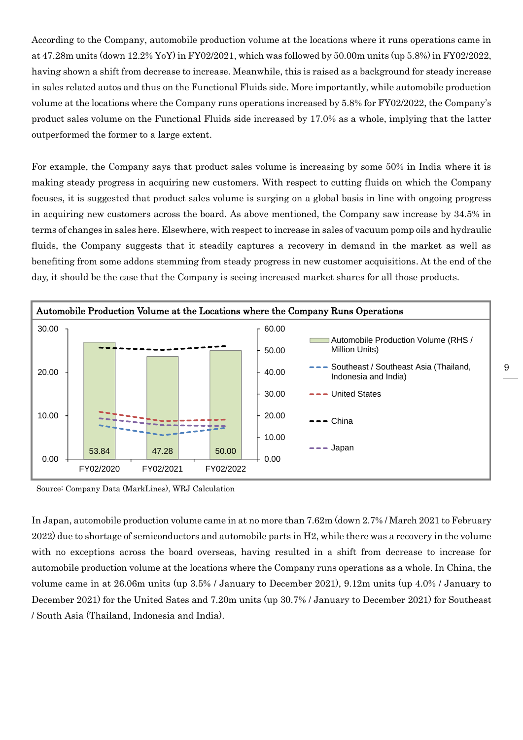According to the Company, automobile production volume at the locations where it runs operations came in at 47.28m units (down 12.2% YoY) in FY02/2021, which was followed by 50.00m units (up 5.8%) in FY02/2022, having shown a shift from decrease to increase. Meanwhile, this is raised as a background for steady increase in sales related autos and thus on the Functional Fluids side. More importantly, while automobile production volume at the locations where the Company runs operations increased by 5.8% for FY02/2022, the Company's product sales volume on the Functional Fluids side increased by 17.0% as a whole, implying that the latter outperformed the former to a large extent.

For example, the Company says that product sales volume is increasing by some 50% in India where it is making steady progress in acquiring new customers. With respect to cutting fluids on which the Company focuses, it is suggested that product sales volume is surging on a global basis in line with ongoing progress in acquiring new customers across the board. As above mentioned, the Company saw increase by 34.5% in terms of changes in sales here. Elsewhere, with respect to increase in sales of vacuum pomp oils and hydraulic fluids, the Company suggests that it steadily captures a recovery in demand in the market as well as benefiting from some addons stemming from steady progress in new customer acquisitions. At the end of the day, it should be the case that the Company is seeing increased market shares for all those products.

**Automobile Production Volume at the Locations where the Company Runs Operations**

| | FY02/2020 | FY02/2021 | FY02/2022 |
|---|---|---|---|
| Automobile Production Volume (RHS / Million Units) | 53.84 | 47.28 | 50.00 |

Legend: Automobile Production Volume (RHS / Million Units); Southeast / Southeast Asia (Thailand, Indonesia and India); United States; China; Japan

Source: Company Data (MarkLines), WRJ Calculation

In Japan, automobile production volume came in at no more than 7.62m (down 2.7% / March 2021 to February 2022) due to shortage of semiconductors and automobile parts in H2, while there was a recovery in the volume with no exceptions across the board overseas, having resulted in a shift from decrease to increase for automobile production volume at the locations where the Company runs operations as a whole. In China, the volume came in at 26.06m units (up 3.5% / January to December 2021), 9.12m units (up 4.0% / January to December 2021) for the United Sates and 7.20m units (up 30.7% / January to December 2021) for Southeast / South Asia (Thailand, Indonesia and India).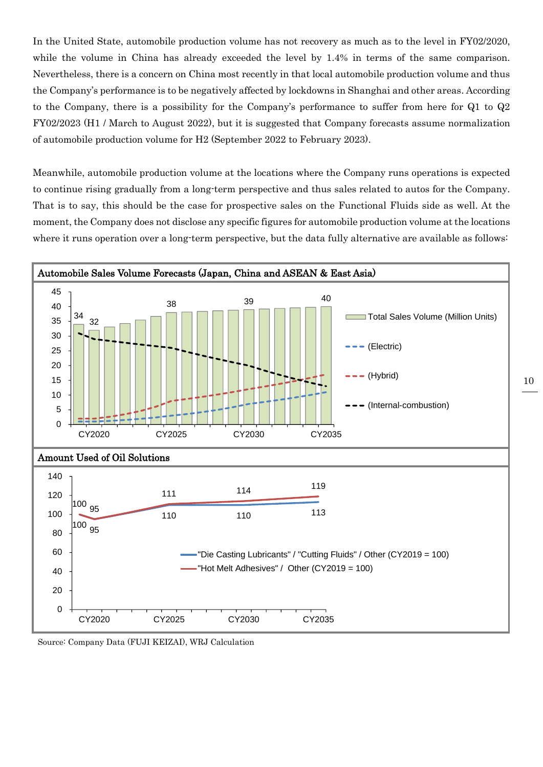In the United State, automobile production volume has not recovery as much as to the level in FY02/2020, while the volume in China has already exceeded the level by 1.4% in terms of the same comparison. Nevertheless, there is a concern on China most recently in that local automobile production volume and thus the Company's performance is to be negatively affected by lockdowns in Shanghai and other areas. According to the Company, there is a possibility for the Company's performance to suffer from here for Q1 to Q2 FY02/2023 (H1 / March to August 2022), but it is suggested that Company forecasts assume normalization of automobile production volume for H2 (September 2022 to February 2023).

Meanwhile, automobile production volume at the locations where the Company runs operations is expected to continue rising gradually from a long-term perspective and thus sales related to autos for the Company. That is to say, this should be the case for prospective sales on the Functional Fluids side as well. At the moment, the Company does not disclose any specific figures for automobile production volume at the locations where it runs operation over a long-term perspective, but the data fully alternative are available as follows:

**Automobile Sales Volume Forecasts (Japan, China and ASEAN & East Asia)**

Total Sales Volume (Million Units): CY2019: 34, CY2020: 32, CY2025: 38, CY2030: 39, CY2035: 40

Legend: Total Sales Volume (Million Units); (Electric); (Hybrid); (Internal-combustion)

**Amount Used of Oil Solutions**

| | CY2019 | CY2020 | CY2025 | CY2030 | CY2035 |
|---|---|---|---|---|---|
| "Die Casting Lubricants" / "Cutting Fluids" / Other (CY2019 = 100) | 100 | 95 | 110 | 110 | 113 |
| "Hot Melt Adhesives" / Other (CY2019 = 100) | 100 | 95 | 111 | 114 | 119 |

Source: Company Data (FUJI KEIZAI), WRJ Calculation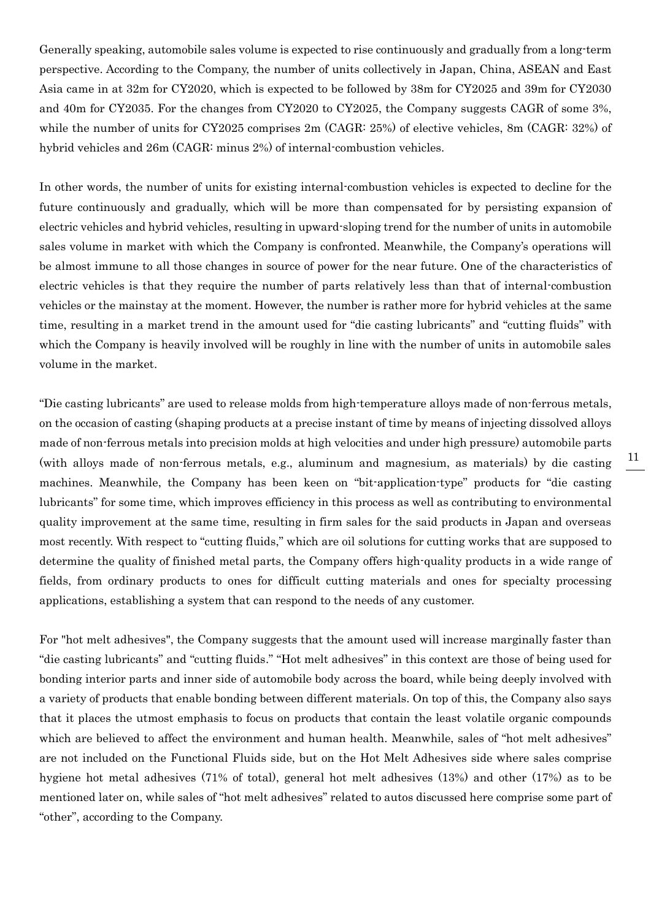Generally speaking, automobile sales volume is expected to rise continuously and gradually from a long-term perspective. According to the Company, the number of units collectively in Japan, China, ASEAN and East Asia came in at 32m for CY2020, which is expected to be followed by 38m for CY2025 and 39m for CY2030 and 40m for CY2035. For the changes from CY2020 to CY2025, the Company suggests CAGR of some 3%, while the number of units for CY2025 comprises 2m (CAGR: 25%) of elective vehicles, 8m (CAGR: 32%) of hybrid vehicles and 26m (CAGR: minus 2%) of internal-combustion vehicles.

In other words, the number of units for existing internal-combustion vehicles is expected to decline for the future continuously and gradually, which will be more than compensated for by persisting expansion of electric vehicles and hybrid vehicles, resulting in upward-sloping trend for the number of units in automobile sales volume in market with which the Company is confronted. Meanwhile, the Company's operations will be almost immune to all those changes in source of power for the near future. One of the characteristics of electric vehicles is that they require the number of parts relatively less than that of internal-combustion vehicles or the mainstay at the moment. However, the number is rather more for hybrid vehicles at the same time, resulting in a market trend in the amount used for "die casting lubricants" and "cutting fluids" with which the Company is heavily involved will be roughly in line with the number of units in automobile sales volume in the market.

"Die casting lubricants" are used to release molds from high-temperature alloys made of non-ferrous metals, on the occasion of casting (shaping products at a precise instant of time by means of injecting dissolved alloys made of non-ferrous metals into precision molds at high velocities and under high pressure) automobile parts (with alloys made of non-ferrous metals, e.g., aluminum and magnesium, as materials) by die casting machines. Meanwhile, the Company has been keen on "bit-application-type" products for "die casting lubricants" for some time, which improves efficiency in this process as well as contributing to environmental quality improvement at the same time, resulting in firm sales for the said products in Japan and overseas most recently. With respect to "cutting fluids," which are oil solutions for cutting works that are supposed to determine the quality of finished metal parts, the Company offers high-quality products in a wide range of fields, from ordinary products to ones for difficult cutting materials and ones for specialty processing applications, establishing a system that can respond to the needs of any customer.

For "hot melt adhesives", the Company suggests that the amount used will increase marginally faster than "die casting lubricants" and "cutting fluids." "Hot melt adhesives" in this context are those of being used for bonding interior parts and inner side of automobile body across the board, while being deeply involved with a variety of products that enable bonding between different materials. On top of this, the Company also says that it places the utmost emphasis to focus on products that contain the least volatile organic compounds which are believed to affect the environment and human health. Meanwhile, sales of "hot melt adhesives" are not included on the Functional Fluids side, but on the Hot Melt Adhesives side where sales comprise hygiene hot metal adhesives (71% of total), general hot melt adhesives (13%) and other (17%) as to be mentioned later on, while sales of "hot melt adhesives" related to autos discussed here comprise some part of "other", according to the Company.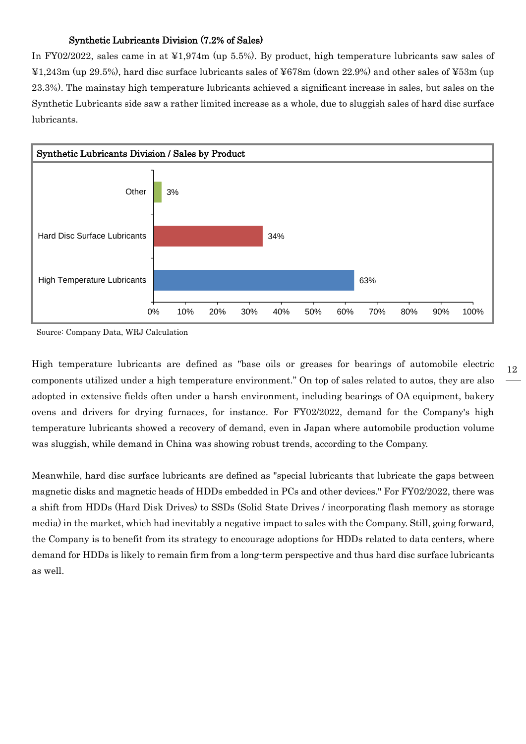### Synthetic Lubricants Division (7.2% of Sales)

In FY02/2022, sales came in at ¥1,974m (up 5.5%). By product, high temperature lubricants saw sales of ¥1,243m (up 29.5%), hard disc surface lubricants sales of ¥678m (down 22.9%) and other sales of ¥53m (up 23.3%). The mainstay high temperature lubricants achieved a significant increase in sales, but sales on the Synthetic Lubricants side saw a rather limited increase as a whole, due to sluggish sales of hard disc surface lubricants.

**Synthetic Lubricants Division / Sales by Product**

| Product | Share |
|---|---|
| Other | 3% |
| Hard Disc Surface Lubricants | 34% |
| High Temperature Lubricants | 63% |

Source: Company Data, WRJ Calculation

High temperature lubricants are defined as "base oils or greases for bearings of automobile electric components utilized under a high temperature environment." On top of sales related to autos, they are also adopted in extensive fields often under a harsh environment, including bearings of OA equipment, bakery ovens and drivers for drying furnaces, for instance. For FY02/2022, demand for the Company's high temperature lubricants showed a recovery of demand, even in Japan where automobile production volume was sluggish, while demand in China was showing robust trends, according to the Company.

Meanwhile, hard disc surface lubricants are defined as "special lubricants that lubricate the gaps between magnetic disks and magnetic heads of HDDs embedded in PCs and other devices." For FY02/2022, there was a shift from HDDs (Hard Disk Drives) to SSDs (Solid State Drives / incorporating flash memory as storage media) in the market, which had inevitably a negative impact to sales with the Company. Still, going forward, the Company is to benefit from its strategy to encourage adoptions for HDDs related to data centers, where demand for HDDs is likely to remain firm from a long-term perspective and thus hard disc surface lubricants as well.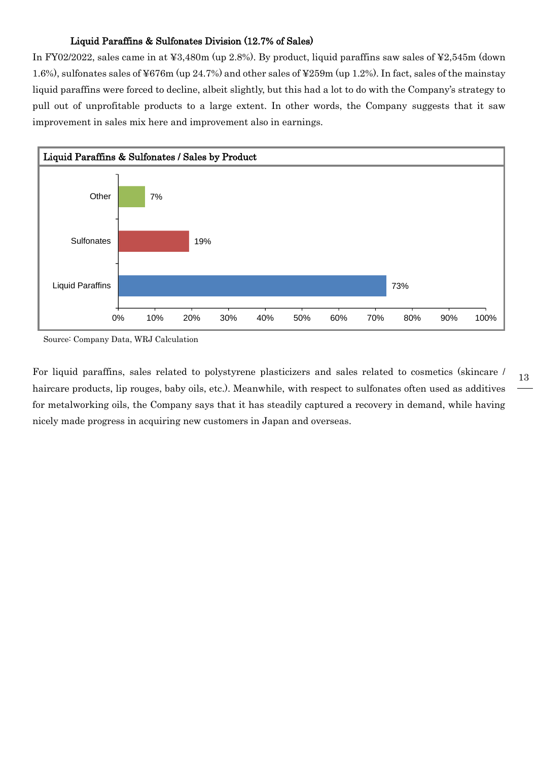### Liquid Paraffins & Sulfonates Division (12.7% of Sales)

In FY02/2022, sales came in at ¥3,480m (up 2.8%). By product, liquid paraffins saw sales of ¥2,545m (down 1.6%), sulfonates sales of ¥676m (up 24.7%) and other sales of ¥259m (up 1.2%). In fact, sales of the mainstay liquid paraffins were forced to decline, albeit slightly, but this had a lot to do with the Company's strategy to pull out of unprofitable products to a large extent. In other words, the Company suggests that it saw improvement in sales mix here and improvement also in earnings.

**Liquid Paraffins & Sulfonates / Sales by Product**

| Product | Share |
|---|---|
| Other | 7% |
| Sulfonates | 19% |
| Liquid Paraffins | 73% |

Source: Company Data, WRJ Calculation

For liquid paraffins, sales related to polystyrene plasticizers and sales related to cosmetics (skincare / haircare products, lip rouges, baby oils, etc.). Meanwhile, with respect to sulfonates often used as additives for metalworking oils, the Company says that it has steadily captured a recovery in demand, while having nicely made progress in acquiring new customers in Japan and overseas.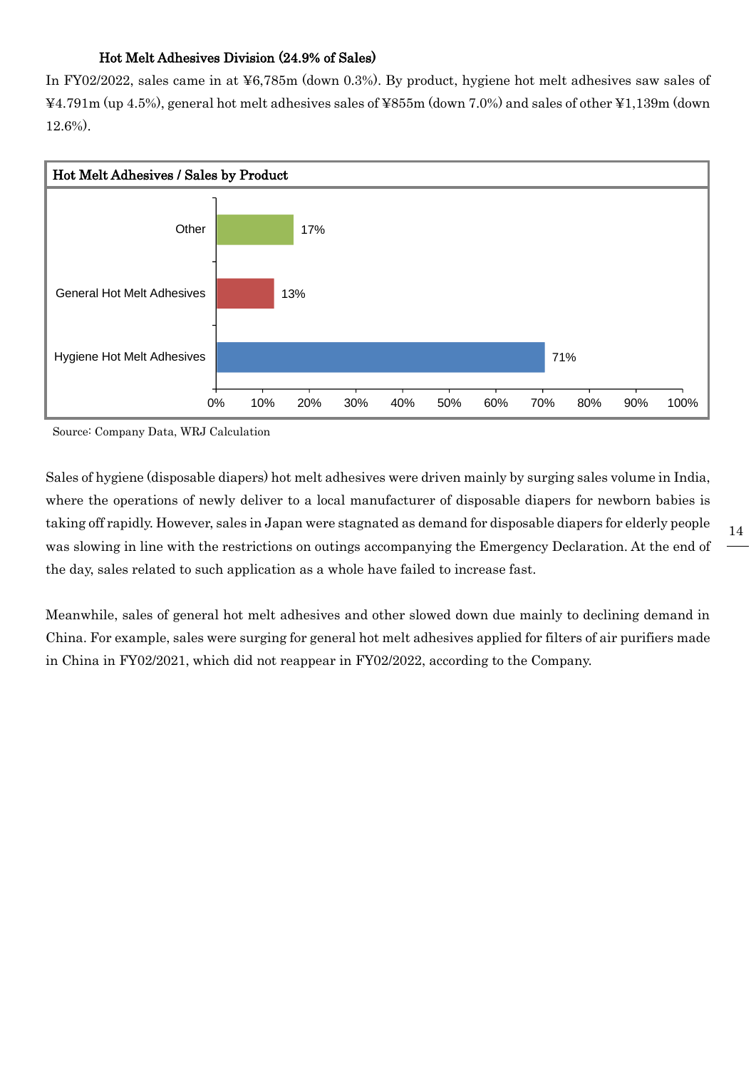### Hot Melt Adhesives Division (24.9% of Sales)

In FY02/2022, sales came in at ¥6,785m (down 0.3%). By product, hygiene hot melt adhesives saw sales of ¥4.791m (up 4.5%), general hot melt adhesives sales of ¥855m (down 7.0%) and sales of other ¥1,139m (down 12.6%).

**Hot Melt Adhesives / Sales by Product**

| Product | Share |
|---|---|
| Other | 17% |
| General Hot Melt Adhesives | 13% |
| Hygiene Hot Melt Adhesives | 71% |

Source: Company Data, WRJ Calculation

Sales of hygiene (disposable diapers) hot melt adhesives were driven mainly by surging sales volume in India, where the operations of newly deliver to a local manufacturer of disposable diapers for newborn babies is taking off rapidly. However, sales in Japan were stagnated as demand for disposable diapers for elderly people was slowing in line with the restrictions on outings accompanying the Emergency Declaration. At the end of the day, sales related to such application as a whole have failed to increase fast.

Meanwhile, sales of general hot melt adhesives and other slowed down due mainly to declining demand in China. For example, sales were surging for general hot melt adhesives applied for filters of air purifiers made in China in FY02/2021, which did not reappear in FY02/2022, according to the Company.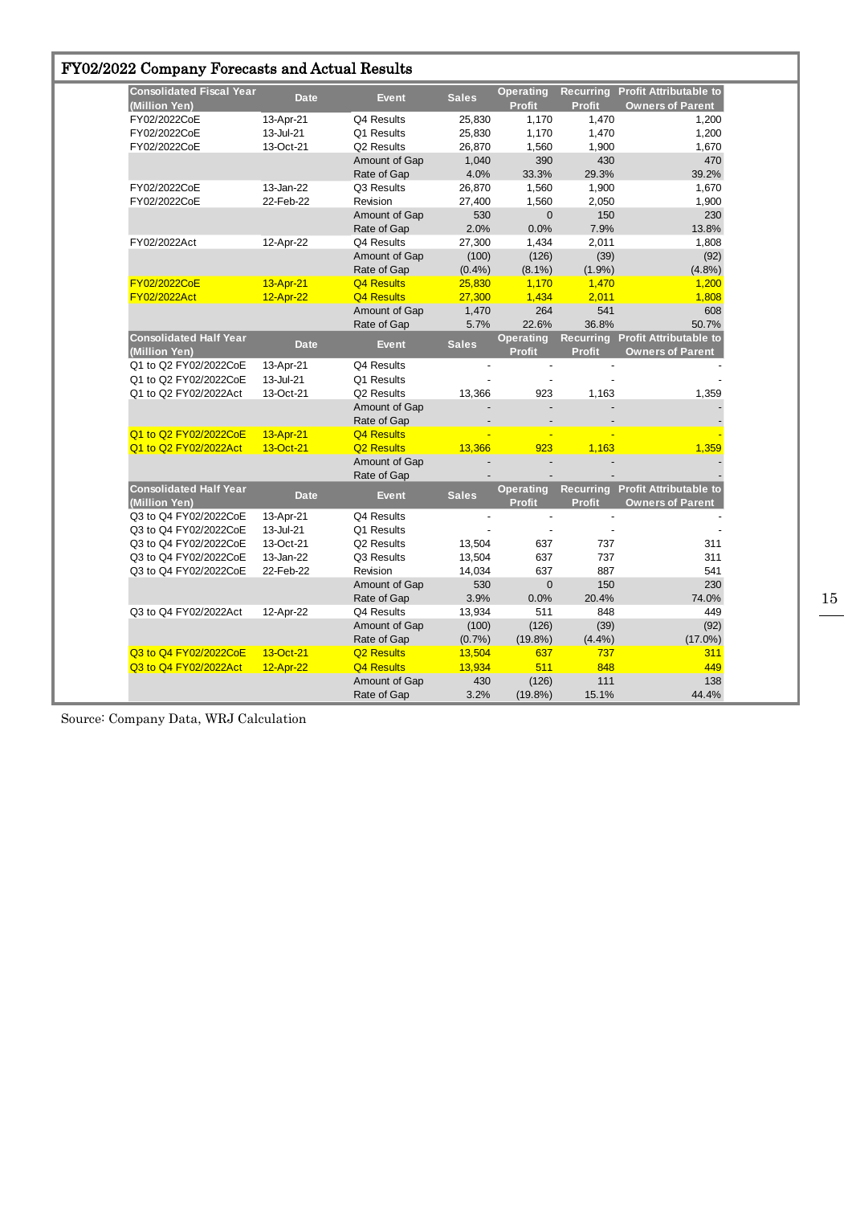## FY02/2022 Company Forecasts and Actual Results

| Consolidated Fiscal Year (Million Yen) | Date | Event | Sales | Operating Profit | Recurring Profit | Profit Attributable to Owners of Parent |
|---|---|---|---|---|---|---|
| FY02/2022CoE | 13-Apr-21 | Q4 Results | 25,830 | 1,170 | 1,470 | 1,200 |
| FY02/2022CoE | 13-Jul-21 | Q1 Results | 25,830 | 1,170 | 1,470 | 1,200 |
| FY02/2022CoE | 13-Oct-21 | Q2 Results | 26,870 | 1,560 | 1,900 | 1,670 |
| | | Amount of Gap | 1,040 | 390 | 430 | 470 |
| | | Rate of Gap | 4.0% | 33.3% | 29.3% | 39.2% |
| FY02/2022CoE | 13-Jan-22 | Q3 Results | 26,870 | 1,560 | 1,900 | 1,670 |
| FY02/2022CoE | 22-Feb-22 | Revision | 27,400 | 1,560 | 2,050 | 1,900 |
| | | Amount of Gap | 530 | 0 | 150 | 230 |
| | | Rate of Gap | 2.0% | 0.0% | 7.9% | 13.8% |
| FY02/2022Act | 12-Apr-22 | Q4 Results | 27,300 | 1,434 | 2,011 | 1,808 |
| | | Amount of Gap | (100) | (126) | (39) | (92) |
| | | Rate of Gap | (0.4%) | (8.1%) | (1.9%) | (4.8%) |
| FY02/2022CoE | 13-Apr-21 | Q4 Results | 25,830 | 1,170 | 1,470 | 1,200 |
| FY02/2022Act | 12-Apr-22 | Q4 Results | 27,300 | 1,434 | 2,011 | 1,808 |
| | | Amount of Gap | 1,470 | 264 | 541 | 608 |
| | | Rate of Gap | 5.7% | 22.6% | 36.8% | 50.7% |

| Consolidated Half Year (Million Yen) | Date | Event | Sales | Operating Profit | Recurring Profit | Profit Attributable to Owners of Parent |
|---|---|---|---|---|---|---|
| Q1 to Q2 FY02/2022CoE | 13-Apr-21 | Q4 Results | - | - | - | - |
| Q1 to Q2 FY02/2022CoE | 13-Jul-21 | Q1 Results | - | - | - | - |
| Q1 to Q2 FY02/2022Act | 13-Oct-21 | Q2 Results | 13,366 | 923 | 1,163 | 1,359 |
| | | Amount of Gap | - | - | - | - |
| | | Rate of Gap | - | - | - | - |
| Q1 to Q2 FY02/2022CoE | 13-Apr-21 | Q4 Results | - | - | - | - |
| Q1 to Q2 FY02/2022Act | 13-Oct-21 | Q2 Results | 13,366 | 923 | 1,163 | 1,359 |
| | | Amount of Gap | - | - | - | - |
| | | Rate of Gap | - | - | - | - |

| Consolidated Half Year (Million Yen) | Date | Event | Sales | Operating Profit | Recurring Profit | Profit Attributable to Owners of Parent |
|---|---|---|---|---|---|---|
| Q3 to Q4 FY02/2022CoE | 13-Apr-21 | Q4 Results | - | - | - | - |
| Q3 to Q4 FY02/2022CoE | 13-Jul-21 | Q1 Results | - | - | - | - |
| Q3 to Q4 FY02/2022CoE | 13-Oct-21 | Q2 Results | 13,504 | 637 | 737 | 311 |
| Q3 to Q4 FY02/2022CoE | 13-Jan-22 | Q3 Results | 13,504 | 637 | 737 | 311 |
| Q3 to Q4 FY02/2022CoE | 22-Feb-22 | Revision | 14,034 | 637 | 887 | 541 |
| | | Amount of Gap | 530 | 0 | 150 | 230 |
| | | Rate of Gap | 3.9% | 0.0% | 20.4% | 74.0% |
| Q3 to Q4 FY02/2022Act | 12-Apr-22 | Q4 Results | 13,934 | 511 | 848 | 449 |
| | | Amount of Gap | (100) | (126) | (39) | (92) |
| | | Rate of Gap | (0.7%) | (19.8%) | (4.4%) | (17.0%) |
| Q3 to Q4 FY02/2022CoE | 13-Oct-21 | Q2 Results | 13,504 | 637 | 737 | 311 |
| Q3 to Q4 FY02/2022Act | 12-Apr-22 | Q4 Results | 13,934 | 511 | 848 | 449 |
| | | Amount of Gap | 430 | (126) | 111 | 138 |
| | | Rate of Gap | 3.2% | (19.8%) | 15.1% | 44.4% |

Source: Company Data, WRJ Calculation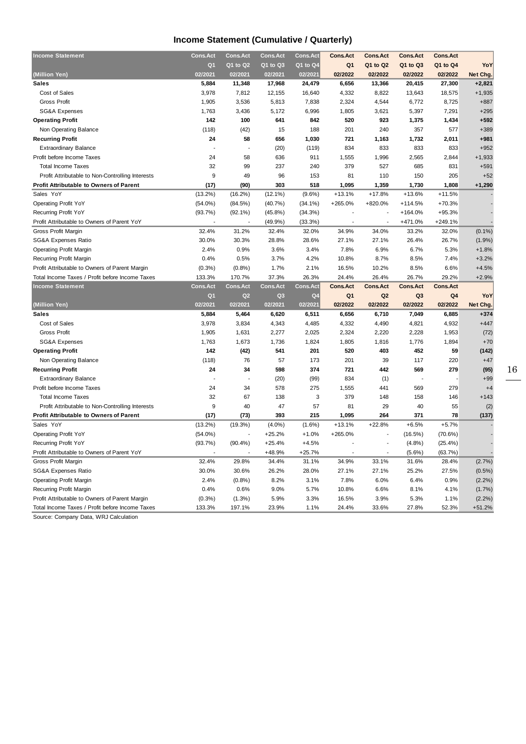## Income Statement (Cumulative / Quarterly)

| Income Statement | Cons.Act | Cons.Act | Cons.Act | Cons.Act | Cons.Act | Cons.Act | Cons.Act | Cons.Act | |
|---|---|---|---|---|---|---|---|---|---|
| | Q1 | Q1 to Q2 | Q1 to Q3 | Q1 to Q4 | Q1 | Q1 to Q2 | Q1 to Q3 | Q1 to Q4 | YoY |
| (Million Yen) | 02/2021 | 02/2021 | 02/2021 | 02/2021 | 02/2022 | 02/2022 | 02/2022 | 02/2022 | Net Chg. |
| **Sales** | **5,884** | **11,348** | **17,968** | **24,479** | **6,656** | **13,366** | **20,415** | **27,300** | **+2,821** |
| Cost of Sales | 3,978 | 7,812 | 12,155 | 16,640 | 4,332 | 8,822 | 13,643 | 18,575 | +1,935 |
| Gross Profit | 1,905 | 3,536 | 5,813 | 7,838 | 2,324 | 4,544 | 6,772 | 8,725 | +887 |
| SG&A Expenses | 1,763 | 3,436 | 5,172 | 6,996 | 1,805 | 3,621 | 5,397 | 7,291 | +295 |
| **Operating Profit** | **142** | **100** | **641** | **842** | **520** | **923** | **1,375** | **1,434** | **+592** |
| Non Operating Balance | (118) | (42) | 15 | 188 | 201 | 240 | 357 | 577 | +389 |
| **Recurring Profit** | **24** | **58** | **656** | **1,030** | **721** | **1,163** | **1,732** | **2,011** | **+981** |
| Extraordinary Balance | - | - | (20) | (119) | 834 | 833 | 833 | 833 | +952 |
| Profit before Income Taxes | 24 | 58 | 636 | 911 | 1,555 | 1,996 | 2,565 | 2,844 | +1,933 |
| Total Income Taxes | 32 | 99 | 237 | 240 | 379 | 527 | 685 | 831 | +591 |
| Profit Attributable to Non-Controlling Interests | 9 | 49 | 96 | 153 | 81 | 110 | 150 | 205 | +52 |
| **Profit Attributable to Owners of Parent** | **(17)** | **(90)** | **303** | **518** | **1,095** | **1,359** | **1,730** | **1,808** | **+1,290** |
| Sales YoY | (13.2%) | (16.2%) | (12.1%) | (9.6%) | +13.1% | +17.8% | +13.6% | +11.5% | - |
| Operating Profit YoY | (54.0%) | (84.5%) | (40.7%) | (34.1%) | +265.0% | +820.0% | +114.5% | +70.3% | - |
| Recurring Profit YoY | (93.7%) | (92.1%) | (45.8%) | (34.3%) | - | - | +164.0% | +95.3% | - |
| Profit Attributable to Owners of Parent YoY | - | - | (49.9%) | (33.3%) | - | - | +471.0% | +249.1% | - |
| Gross Profit Margin | 32.4% | 31.2% | 32.4% | 32.0% | 34.9% | 34.0% | 33.2% | 32.0% | (0.1%) |
| SG&A Expenses Ratio | 30.0% | 30.3% | 28.8% | 28.6% | 27.1% | 27.1% | 26.4% | 26.7% | (1.9%) |
| Operating Profit Margin | 2.4% | 0.9% | 3.6% | 3.4% | 7.8% | 6.9% | 6.7% | 5.3% | +1.8% |
| Recurring Profit Margin | 0.4% | 0.5% | 3.7% | 4.2% | 10.8% | 8.7% | 8.5% | 7.4% | +3.2% |
| Profit Attributable to Owners of Parent Margin | (0.3%) | (0.8%) | 1.7% | 2.1% | 16.5% | 10.2% | 8.5% | 6.6% | +4.5% |
| Total Income Taxes / Profit before Income Taxes | 133.3% | 170.7% | 37.3% | 26.3% | 24.4% | 26.4% | 26.7% | 29.2% | +2.9% |

| Income Statement | Cons.Act | Cons.Act | Cons.Act | Cons.Act | Cons.Act | Cons.Act | Cons.Act | Cons.Act | |
|---|---|---|---|---|---|---|---|---|---|
| | Q1 | Q2 | Q3 | Q4 | Q1 | Q2 | Q3 | Q4 | YoY |
| (Million Yen) | 02/2021 | 02/2021 | 02/2021 | 02/2021 | 02/2022 | 02/2022 | 02/2022 | 02/2022 | Net Chg. |
| **Sales** | **5,884** | **5,464** | **6,620** | **6,511** | **6,656** | **6,710** | **7,049** | **6,885** | **+374** |
| Cost of Sales | 3,978 | 3,834 | 4,343 | 4,485 | 4,332 | 4,490 | 4,821 | 4,932 | +447 |
| Gross Profit | 1,905 | 1,631 | 2,277 | 2,025 | 2,324 | 2,220 | 2,228 | 1,953 | (72) |
| SG&A Expenses | 1,763 | 1,673 | 1,736 | 1,824 | 1,805 | 1,816 | 1,776 | 1,894 | +70 |
| **Operating Profit** | **142** | **(42)** | **541** | **201** | **520** | **403** | **452** | **59** | **(142)** |
| Non Operating Balance | (118) | 76 | 57 | 173 | 201 | 39 | 117 | 220 | +47 |
| **Recurring Profit** | **24** | **34** | **598** | **374** | **721** | **442** | **569** | **279** | **(95)** |
| Extraordinary Balance | - | - | (20) | (99) | 834 | (1) | - | - | +99 |
| Profit before Income Taxes | 24 | 34 | 578 | 275 | 1,555 | 441 | 569 | 279 | +4 |
| Total Income Taxes | 32 | 67 | 138 | 3 | 379 | 148 | 158 | 146 | +143 |
| Profit Attributable to Non-Controlling Interests | 9 | 40 | 47 | 57 | 81 | 29 | 40 | 55 | (2) |
| **Profit Attributable to Owners of Parent** | **(17)** | **(73)** | **393** | **215** | **1,095** | **264** | **371** | **78** | **(137)** |
| Sales YoY | (13.2%) | (19.3%) | (4.0%) | (1.6%) | +13.1% | +22.8% | +6.5% | +5.7% | - |
| Operating Profit YoY | (54.0%) | - | +25.2% | +1.0% | +265.0% | - | (16.5%) | (70.6%) | - |
| Recurring Profit YoY | (93.7%) | (90.4%) | +25.4% | +4.5% | - | - | (4.8%) | (25.4%) | - |
| Profit Attributable to Owners of Parent YoY | - | - | +48.9% | +25.7% | - | - | (5.6%) | (63.7%) | - |
| Gross Profit Margin | 32.4% | 29.8% | 34.4% | 31.1% | 34.9% | 33.1% | 31.6% | 28.4% | (2.7%) |
| SG&A Expenses Ratio | 30.0% | 30.6% | 26.2% | 28.0% | 27.1% | 27.1% | 25.2% | 27.5% | (0.5%) |
| Operating Profit Margin | 2.4% | (0.8%) | 8.2% | 3.1% | 7.8% | 6.0% | 6.4% | 0.9% | (2.2%) |
| Recurring Profit Margin | 0.4% | 0.6% | 9.0% | 5.7% | 10.8% | 6.6% | 8.1% | 4.1% | (1.7%) |
| Profit Attributable to Owners of Parent Margin | (0.3%) | (1.3%) | 5.9% | 3.3% | 16.5% | 3.9% | 5.3% | 1.1% | (2.2%) |
| Total Income Taxes / Profit before Income Taxes | 133.3% | 197.1% | 23.9% | 1.1% | 24.4% | 33.6% | 27.8% | 52.3% | +51.2% |

Source: Company Data, WRJ Calculation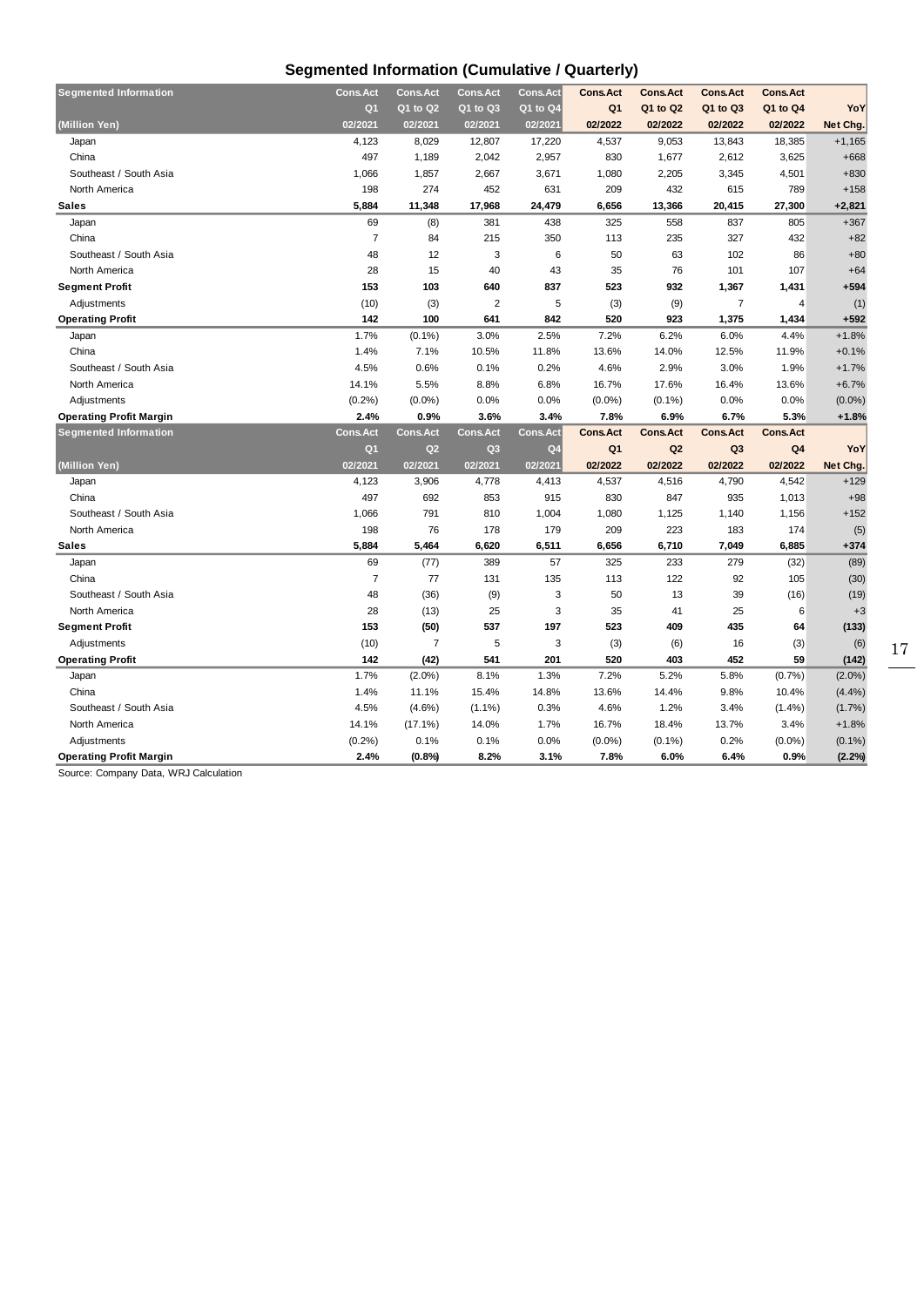## Segmented Information (Cumulative / Quarterly)

| Segmented Information | Cons.Act | Cons.Act | Cons.Act | Cons.Act | Cons.Act | Cons.Act | Cons.Act | Cons.Act | |
|---|---|---|---|---|---|---|---|---|---|
| | Q1 | Q1 to Q2 | Q1 to Q3 | Q1 to Q4 | Q1 | Q1 to Q2 | Q1 to Q3 | Q1 to Q4 | YoY |
| (Million Yen) | 02/2021 | 02/2021 | 02/2021 | 02/2021 | 02/2022 | 02/2022 | 02/2022 | 02/2022 | Net Chg. |
| Japan | 4,123 | 8,029 | 12,807 | 17,220 | 4,537 | 9,053 | 13,843 | 18,385 | +1,165 |
| China | 497 | 1,189 | 2,042 | 2,957 | 830 | 1,677 | 2,612 | 3,625 | +668 |
| Southeast / South Asia | 1,066 | 1,857 | 2,667 | 3,671 | 1,080 | 2,205 | 3,345 | 4,501 | +830 |
| North America | 198 | 274 | 452 | 631 | 209 | 432 | 615 | 789 | +158 |
| **Sales** | **5,884** | **11,348** | **17,968** | **24,479** | **6,656** | **13,366** | **20,415** | **27,300** | **+2,821** |
| Japan | 69 | (8) | 381 | 438 | 325 | 558 | 837 | 805 | +367 |
| China | 7 | 84 | 215 | 350 | 113 | 235 | 327 | 432 | +82 |
| Southeast / South Asia | 48 | 12 | 3 | 6 | 50 | 63 | 102 | 86 | +80 |
| North America | 28 | 15 | 40 | 43 | 35 | 76 | 101 | 107 | +64 |
| **Segment Profit** | **153** | **103** | **640** | **837** | **523** | **932** | **1,367** | **1,431** | **+594** |
| Adjustments | (10) | (3) | 2 | 5 | (3) | (9) | 7 | 4 | (1) |
| **Operating Profit** | **142** | **100** | **641** | **842** | **520** | **923** | **1,375** | **1,434** | **+592** |
| Japan | 1.7% | (0.1%) | 3.0% | 2.5% | 7.2% | 6.2% | 6.0% | 4.4% | +1.8% |
| China | 1.4% | 7.1% | 10.5% | 11.8% | 13.6% | 14.0% | 12.5% | 11.9% | +0.1% |
| Southeast / South Asia | 4.5% | 0.6% | 0.1% | 0.2% | 4.6% | 2.9% | 3.0% | 1.9% | +1.7% |
| North America | 14.1% | 5.5% | 8.8% | 6.8% | 16.7% | 17.6% | 16.4% | 13.6% | +6.7% |
| Adjustments | (0.2%) | (0.0%) | 0.0% | 0.0% | (0.0%) | (0.1%) | 0.0% | 0.0% | (0.0%) |
| **Operating Profit Margin** | **2.4%** | **0.9%** | **3.6%** | **3.4%** | **7.8%** | **6.9%** | **6.7%** | **5.3%** | **+1.8%** |

| Segmented Information | Cons.Act | Cons.Act | Cons.Act | Cons.Act | Cons.Act | Cons.Act | Cons.Act | Cons.Act | |
|---|---|---|---|---|---|---|---|---|---|
| | Q1 | Q2 | Q3 | Q4 | Q1 | Q2 | Q3 | Q4 | YoY |
| (Million Yen) | 02/2021 | 02/2021 | 02/2021 | 02/2021 | 02/2022 | 02/2022 | 02/2022 | 02/2022 | Net Chg. |
| Japan | 4,123 | 3,906 | 4,778 | 4,413 | 4,537 | 4,516 | 4,790 | 4,542 | +129 |
| China | 497 | 692 | 853 | 915 | 830 | 847 | 935 | 1,013 | +98 |
| Southeast / South Asia | 1,066 | 791 | 810 | 1,004 | 1,080 | 1,125 | 1,140 | 1,156 | +152 |
| North America | 198 | 76 | 178 | 179 | 209 | 223 | 183 | 174 | (5) |
| **Sales** | **5,884** | **5,464** | **6,620** | **6,511** | **6,656** | **6,710** | **7,049** | **6,885** | **+374** |
| Japan | 69 | (77) | 389 | 57 | 325 | 233 | 279 | (32) | (89) |
| China | 7 | 77 | 131 | 135 | 113 | 122 | 92 | 105 | (30) |
| Southeast / South Asia | 48 | (36) | (9) | 3 | 50 | 13 | 39 | (16) | (19) |
| North America | 28 | (13) | 25 | 3 | 35 | 41 | 25 | 6 | +3 |
| **Segment Profit** | **153** | **(50)** | **537** | **197** | **523** | **409** | **435** | **64** | **(133)** |
| Adjustments | (10) | 7 | 5 | 3 | (3) | (6) | 16 | (3) | (6) |
| **Operating Profit** | **142** | **(42)** | **541** | **201** | **520** | **403** | **452** | **59** | **(142)** |
| Japan | 1.7% | (2.0%) | 8.1% | 1.3% | 7.2% | 5.2% | 5.8% | (0.7%) | (2.0%) |
| China | 1.4% | 11.1% | 15.4% | 14.8% | 13.6% | 14.4% | 9.8% | 10.4% | (4.4%) |
| Southeast / South Asia | 4.5% | (4.6%) | (1.1%) | 0.3% | 4.6% | 1.2% | 3.4% | (1.4%) | (1.7%) |
| North America | 14.1% | (17.1%) | 14.0% | 1.7% | 16.7% | 18.4% | 13.7% | 3.4% | +1.8% |
| Adjustments | (0.2%) | 0.1% | 0.1% | 0.0% | (0.0%) | (0.1%) | 0.2% | (0.0%) | (0.1%) |
| **Operating Profit Margin** | **2.4%** | **(0.8%)** | **8.2%** | **3.1%** | **7.8%** | **6.0%** | **6.4%** | **0.9%** | **(2.2%)** |

Source: Company Data, WRJ Calculation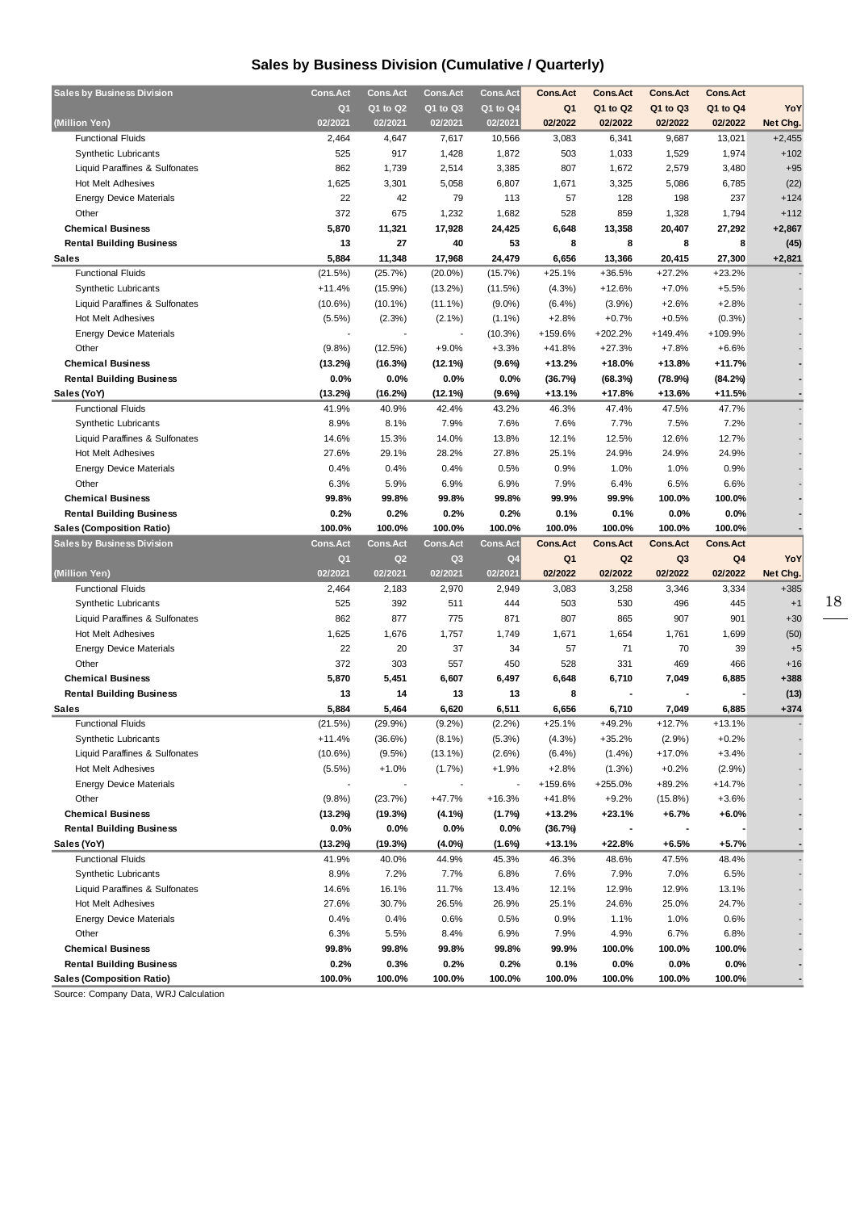# Sales by Business Division (Cumulative / Quarterly)

| Sales by Business Division | Cons.Act | Cons.Act | Cons.Act | Cons.Act | Cons.Act | Cons.Act | Cons.Act | Cons.Act | |
|---|---|---|---|---|---|---|---|---|---|
| | Q1 | Q1 to Q2 | Q1 to Q3 | Q1 to Q4 | Q1 | Q1 to Q2 | Q1 to Q3 | Q1 to Q4 | YoY |
| (Million Yen) | 02/2021 | 02/2021 | 02/2021 | 02/2021 | 02/2022 | 02/2022 | 02/2022 | 02/2022 | Net Chg. |
| Functional Fluids | 2,464 | 4,647 | 7,617 | 10,566 | 3,083 | 6,341 | 9,687 | 13,021 | +2,455 |
| Synthetic Lubricants | 525 | 917 | 1,428 | 1,872 | 503 | 1,033 | 1,529 | 1,974 | +102 |
| Liquid Paraffines & Sulfonates | 862 | 1,739 | 2,514 | 3,385 | 807 | 1,672 | 2,579 | 3,480 | +95 |
| Hot Melt Adhesives | 1,625 | 3,301 | 5,058 | 6,807 | 1,671 | 3,325 | 5,086 | 6,785 | (22) |
| Energy Device Materials | 22 | 42 | 79 | 113 | 57 | 128 | 198 | 237 | +124 |
| Other | 372 | 675 | 1,232 | 1,682 | 528 | 859 | 1,328 | 1,794 | +112 |
| **Chemical Business** | **5,870** | **11,321** | **17,928** | **24,425** | **6,648** | **13,358** | **20,407** | **27,292** | **+2,867** |
| **Rental Building Business** | **13** | **27** | **40** | **53** | **8** | **8** | **8** | **8** | **(45)** |
| **Sales** | **5,884** | **11,348** | **17,968** | **24,479** | **6,656** | **13,366** | **20,415** | **27,300** | **+2,821** |
| Functional Fluids | (21.5%) | (25.7%) | (20.0%) | (15.7%) | +25.1% | +36.5% | +27.2% | +23.2% | - |
| Synthetic Lubricants | +11.4% | (15.9%) | (13.2%) | (11.5%) | (4.3%) | +12.6% | +7.0% | +5.5% | - |
| Liquid Paraffines & Sulfonates | (10.6%) | (10.1%) | (11.1%) | (9.0%) | (6.4%) | (3.9%) | +2.6% | +2.8% | - |
| Hot Melt Adhesives | (5.5%) | (2.3%) | (2.1%) | (1.1%) | +2.8% | +0.7% | +0.5% | (0.3%) | - |
| Energy Device Materials | - | - | - | (10.3%) | +159.6% | +202.2% | +149.4% | +109.9% | - |
| Other | (9.8%) | (12.5%) | +9.0% | +3.3% | +41.8% | +27.3% | +7.8% | +6.6% | - |
| **Chemical Business** | **(13.2%)** | **(16.3%)** | **(12.1%)** | **(9.6%)** | **+13.2%** | **+18.0%** | **+13.8%** | **+11.7%** | **-** |
| **Rental Building Business** | **0.0%** | **0.0%** | **0.0%** | **0.0%** | **(36.7%)** | **(68.3%)** | **(78.9%)** | **(84.2%)** | **-** |
| **Sales (YoY)** | **(13.2%)** | **(16.2%)** | **(12.1%)** | **(9.6%)** | **+13.1%** | **+17.8%** | **+13.6%** | **+11.5%** | **-** |
| Functional Fluids | 41.9% | 40.9% | 42.4% | 43.2% | 46.3% | 47.4% | 47.5% | 47.7% | - |
| Synthetic Lubricants | 8.9% | 8.1% | 7.9% | 7.6% | 7.6% | 7.7% | 7.5% | 7.2% | - |
| Liquid Paraffines & Sulfonates | 14.6% | 15.3% | 14.0% | 13.8% | 12.1% | 12.5% | 12.6% | 12.7% | - |
| Hot Melt Adhesives | 27.6% | 29.1% | 28.2% | 27.8% | 25.1% | 24.9% | 24.9% | 24.9% | - |
| Energy Device Materials | 0.4% | 0.4% | 0.4% | 0.5% | 0.9% | 1.0% | 1.0% | 0.9% | - |
| Other | 6.3% | 5.9% | 6.9% | 6.9% | 7.9% | 6.4% | 6.5% | 6.6% | - |
| **Chemical Business** | **99.8%** | **99.8%** | **99.8%** | **99.8%** | **99.9%** | **99.9%** | **100.0%** | **100.0%** | **-** |
| **Rental Building Business** | **0.2%** | **0.2%** | **0.2%** | **0.2%** | **0.1%** | **0.1%** | **0.0%** | **0.0%** | **-** |
| **Sales (Composition Ratio)** | **100.0%** | **100.0%** | **100.0%** | **100.0%** | **100.0%** | **100.0%** | **100.0%** | **100.0%** | **-** |

| Sales by Business Division | Cons.Act | Cons.Act | Cons.Act | Cons.Act | Cons.Act | Cons.Act | Cons.Act | Cons.Act | |
|---|---|---|---|---|---|---|---|---|---|
| | Q1 | Q2 | Q3 | Q4 | Q1 | Q2 | Q3 | Q4 | YoY |
| (Million Yen) | 02/2021 | 02/2021 | 02/2021 | 02/2021 | 02/2022 | 02/2022 | 02/2022 | 02/2022 | Net Chg. |
| Functional Fluids | 2,464 | 2,183 | 2,970 | 2,949 | 3,083 | 3,258 | 3,346 | 3,334 | +385 |
| Synthetic Lubricants | 525 | 392 | 511 | 444 | 503 | 530 | 496 | 445 | +1 |
| Liquid Paraffines & Sulfonates | 862 | 877 | 775 | 871 | 807 | 865 | 907 | 901 | +30 |
| Hot Melt Adhesives | 1,625 | 1,676 | 1,757 | 1,749 | 1,671 | 1,654 | 1,761 | 1,699 | (50) |
| Energy Device Materials | 22 | 20 | 37 | 34 | 57 | 71 | 70 | 39 | +5 |
| Other | 372 | 303 | 557 | 450 | 528 | 331 | 469 | 466 | +16 |
| **Chemical Business** | **5,870** | **5,451** | **6,607** | **6,497** | **6,648** | **6,710** | **7,049** | **6,885** | **+388** |
| **Rental Building Business** | **13** | **14** | **13** | **13** | **8** | **-** | **-** | **-** | **(13)** |
| **Sales** | **5,884** | **5,464** | **6,620** | **6,511** | **6,656** | **6,710** | **7,049** | **6,885** | **+374** |
| Functional Fluids | (21.5%) | (29.9%) | (9.2%) | (2.2%) | +25.1% | +49.2% | +12.7% | +13.1% | - |
| Synthetic Lubricants | +11.4% | (36.6%) | (8.1%) | (5.3%) | (4.3%) | +35.2% | (2.9%) | +0.2% | - |
| Liquid Paraffines & Sulfonates | (10.6%) | (9.5%) | (13.1%) | (2.6%) | (6.4%) | (1.4%) | +17.0% | +3.4% | - |
| Hot Melt Adhesives | (5.5%) | +1.0% | (1.7%) | +1.9% | +2.8% | (1.3%) | +0.2% | (2.9%) | - |
| Energy Device Materials | - | - | - | - | +159.6% | +255.0% | +89.2% | +14.7% | - |
| Other | (9.8%) | (23.7%) | +47.7% | +16.3% | +41.8% | +9.2% | (15.8%) | +3.6% | - |
| **Chemical Business** | **(13.2%)** | **(19.3%)** | **(4.1%)** | **(1.7%)** | **+13.2%** | **+23.1%** | **+6.7%** | **+6.0%** | **-** |
| **Rental Building Business** | **0.0%** | **0.0%** | **0.0%** | **0.0%** | **(36.7%)** | **-** | **-** | **-** | **-** |
| **Sales (YoY)** | **(13.2%)** | **(19.3%)** | **(4.0%)** | **(1.6%)** | **+13.1%** | **+22.8%** | **+6.5%** | **+5.7%** | **-** |
| Functional Fluids | 41.9% | 40.0% | 44.9% | 45.3% | 46.3% | 48.6% | 47.5% | 48.4% | - |
| Synthetic Lubricants | 8.9% | 7.2% | 7.7% | 6.8% | 7.6% | 7.9% | 7.0% | 6.5% | - |
| Liquid Paraffines & Sulfonates | 14.6% | 16.1% | 11.7% | 13.4% | 12.1% | 12.9% | 12.9% | 13.1% | - |
| Hot Melt Adhesives | 27.6% | 30.7% | 26.5% | 26.9% | 25.1% | 24.6% | 25.0% | 24.7% | - |
| Energy Device Materials | 0.4% | 0.4% | 0.6% | 0.5% | 0.9% | 1.1% | 1.0% | 0.6% | - |
| Other | 6.3% | 5.5% | 8.4% | 6.9% | 7.9% | 4.9% | 6.7% | 6.8% | - |
| **Chemical Business** | **99.8%** | **99.8%** | **99.8%** | **99.8%** | **99.9%** | **100.0%** | **100.0%** | **100.0%** | **-** |
| **Rental Building Business** | **0.2%** | **0.3%** | **0.2%** | **0.2%** | **0.1%** | **0.0%** | **0.0%** | **0.0%** | **-** |
| **Sales (Composition Ratio)** | **100.0%** | **100.0%** | **100.0%** | **100.0%** | **100.0%** | **100.0%** | **100.0%** | **100.0%** | **-** |

Source: Company Data, WRJ Calculation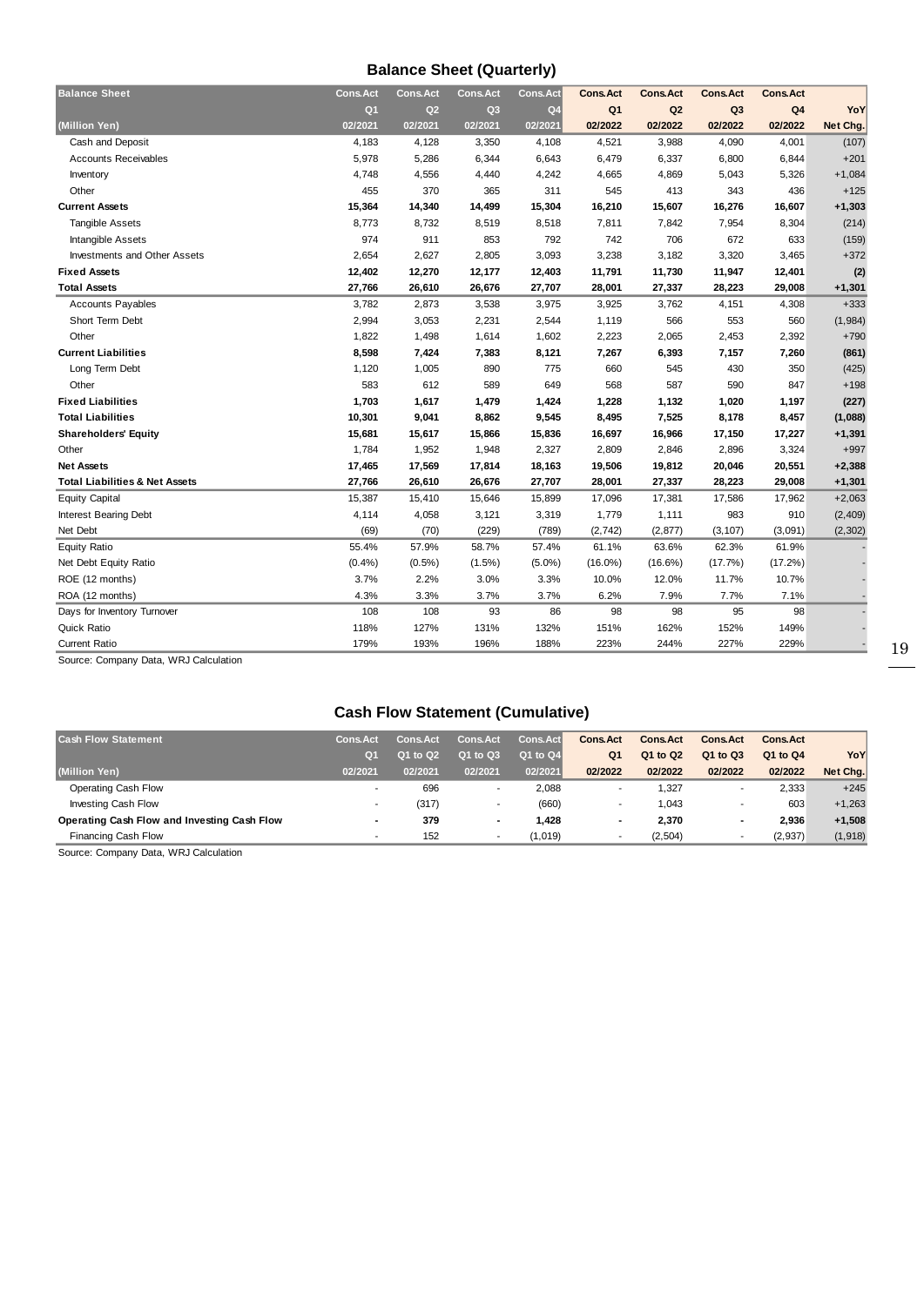## Balance Sheet (Quarterly)

| Balance Sheet | Cons.Act | Cons.Act | Cons.Act | Cons.Act | Cons.Act | Cons.Act | Cons.Act | Cons.Act | |
|---|---|---|---|---|---|---|---|---|---|
| | Q1 | Q2 | Q3 | Q4 | Q1 | Q2 | Q3 | Q4 | YoY |
| (Million Yen) | 02/2021 | 02/2021 | 02/2021 | 02/2021 | 02/2022 | 02/2022 | 02/2022 | 02/2022 | Net Chg. |
| Cash and Deposit | 4,183 | 4,128 | 3,350 | 4,108 | 4,521 | 3,988 | 4,090 | 4,001 | (107) |
| Accounts Receivables | 5,978 | 5,286 | 6,344 | 6,643 | 6,479 | 6,337 | 6,800 | 6,844 | +201 |
| Inventory | 4,748 | 4,556 | 4,440 | 4,242 | 4,665 | 4,869 | 5,043 | 5,326 | +1,084 |
| Other | 455 | 370 | 365 | 311 | 545 | 413 | 343 | 436 | +125 |
| **Current Assets** | **15,364** | **14,340** | **14,499** | **15,304** | **16,210** | **15,607** | **16,276** | **16,607** | **+1,303** |
| Tangible Assets | 8,773 | 8,732 | 8,519 | 8,518 | 7,811 | 7,842 | 7,954 | 8,304 | (214) |
| Intangible Assets | 974 | 911 | 853 | 792 | 742 | 706 | 672 | 633 | (159) |
| Investments and Other Assets | 2,654 | 2,627 | 2,805 | 3,093 | 3,238 | 3,182 | 3,320 | 3,465 | +372 |
| **Fixed Assets** | **12,402** | **12,270** | **12,177** | **12,403** | **11,791** | **11,730** | **11,947** | **12,401** | **(2)** |
| **Total Assets** | **27,766** | **26,610** | **26,676** | **27,707** | **28,001** | **27,337** | **28,223** | **29,008** | **+1,301** |
| Accounts Payables | 3,782 | 2,873 | 3,538 | 3,975 | 3,925 | 3,762 | 4,151 | 4,308 | +333 |
| Short Term Debt | 2,994 | 3,053 | 2,231 | 2,544 | 1,119 | 566 | 553 | 560 | (1,984) |
| Other | 1,822 | 1,498 | 1,614 | 1,602 | 2,223 | 2,065 | 2,453 | 2,392 | +790 |
| **Current Liabilities** | **8,598** | **7,424** | **7,383** | **8,121** | **7,267** | **6,393** | **7,157** | **7,260** | **(861)** |
| Long Term Debt | 1,120 | 1,005 | 890 | 775 | 660 | 545 | 430 | 350 | (425) |
| Other | 583 | 612 | 589 | 649 | 568 | 587 | 590 | 847 | +198 |
| **Fixed Liabilities** | **1,703** | **1,617** | **1,479** | **1,424** | **1,228** | **1,132** | **1,020** | **1,197** | **(227)** |
| **Total Liabilities** | **10,301** | **9,041** | **8,862** | **9,545** | **8,495** | **7,525** | **8,178** | **8,457** | **(1,088)** |
| **Shareholders' Equity** | **15,681** | **15,617** | **15,866** | **15,836** | **16,697** | **16,966** | **17,150** | **17,227** | **+1,391** |
| Other | 1,784 | 1,952 | 1,948 | 2,327 | 2,809 | 2,846 | 2,896 | 3,324 | +997 |
| **Net Assets** | **17,465** | **17,569** | **17,814** | **18,163** | **19,506** | **19,812** | **20,046** | **20,551** | **+2,388** |
| **Total Liabilities & Net Assets** | **27,766** | **26,610** | **26,676** | **27,707** | **28,001** | **27,337** | **28,223** | **29,008** | **+1,301** |
| Equity Capital | 15,387 | 15,410 | 15,646 | 15,899 | 17,096 | 17,381 | 17,586 | 17,962 | +2,063 |
| Interest Bearing Debt | 4,114 | 4,058 | 3,121 | 3,319 | 1,779 | 1,111 | 983 | 910 | (2,409) |
| Net Debt | (69) | (70) | (229) | (789) | (2,742) | (2,877) | (3,107) | (3,091) | (2,302) |
| Equity Ratio | 55.4% | 57.9% | 58.7% | 57.4% | 61.1% | 63.6% | 62.3% | 61.9% | - |
| Net Debt Equity Ratio | (0.4%) | (0.5%) | (1.5%) | (5.0%) | (16.0%) | (16.6%) | (17.7%) | (17.2%) | - |
| ROE (12 months) | 3.7% | 2.2% | 3.0% | 3.3% | 10.0% | 12.0% | 11.7% | 10.7% | - |
| ROA (12 months) | 4.3% | 3.3% | 3.7% | 3.7% | 6.2% | 7.9% | 7.7% | 7.1% | - |
| Days for Inventory Turnover | 108 | 108 | 93 | 86 | 98 | 98 | 95 | 98 | - |
| Quick Ratio | 118% | 127% | 131% | 132% | 151% | 162% | 152% | 149% | - |
| Current Ratio | 179% | 193% | 196% | 188% | 223% | 244% | 227% | 229% | - |

Source: Company Data, WRJ Calculation

## Cash Flow Statement (Cumulative)

| Cash Flow Statement | Cons.Act | Cons.Act | Cons.Act | Cons.Act | Cons.Act | Cons.Act | Cons.Act | Cons.Act | |
|---|---|---|---|---|---|---|---|---|---|
| | Q1 | Q1 to Q2 | Q1 to Q3 | Q1 to Q4 | Q1 | Q1 to Q2 | Q1 to Q3 | Q1 to Q4 | YoY |
| (Million Yen) | 02/2021 | 02/2021 | 02/2021 | 02/2021 | 02/2022 | 02/2022 | 02/2022 | 02/2022 | Net Chg. |
| Operating Cash Flow | - | 696 | - | 2,088 | - | 1,327 | - | 2,333 | +245 |
| Investing Cash Flow | - | (317) | - | (660) | - | 1,043 | - | 603 | +1,263 |
| **Operating Cash Flow and Investing Cash Flow** | **-** | **379** | **-** | **1,428** | **-** | **2,370** | **-** | **2,936** | **+1,508** |
| Financing Cash Flow | - | 152 | - | (1,019) | - | (2,504) | - | (2,937) | (1,918) |

Source: Company Data, WRJ Calculation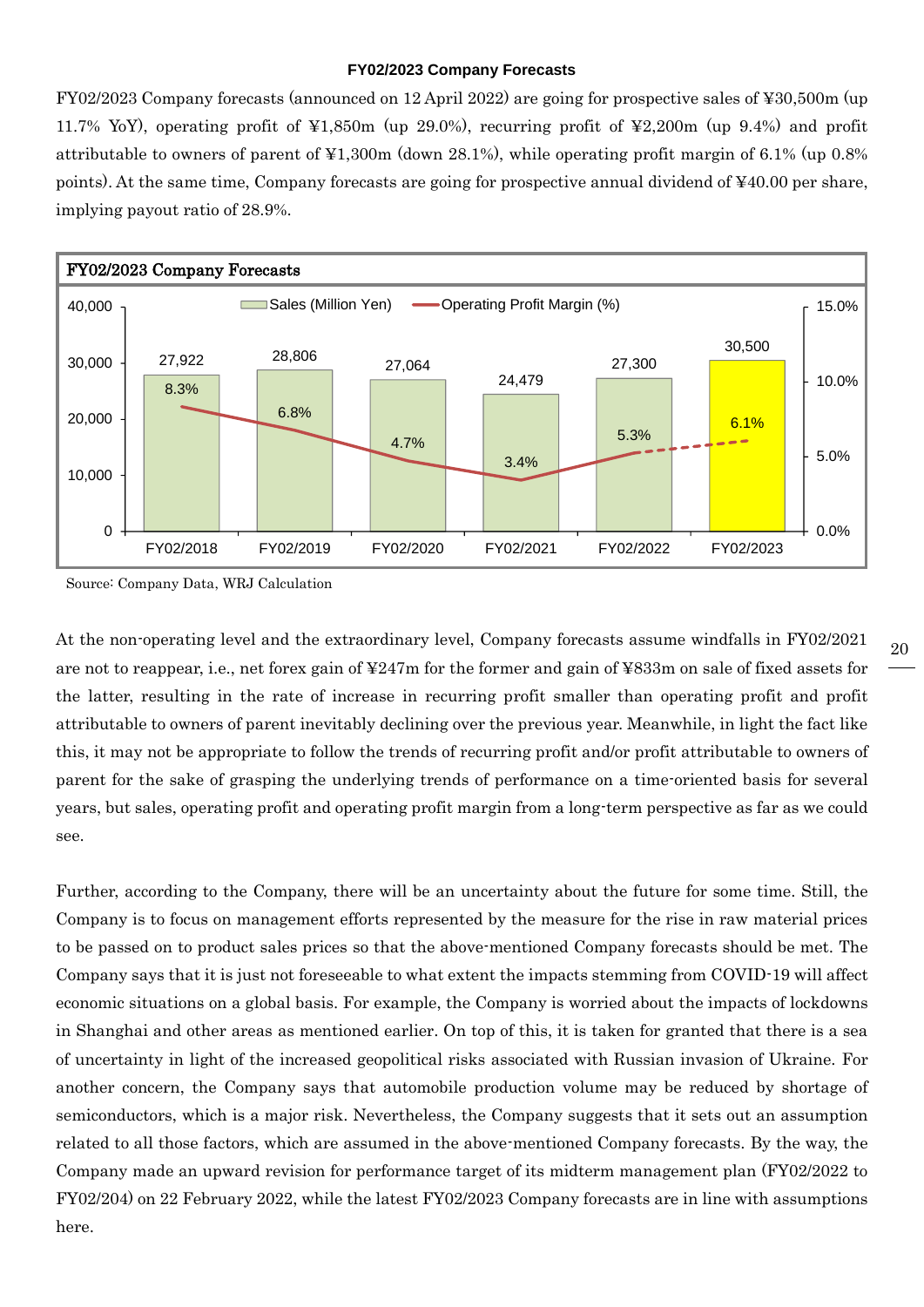### FY02/2023 Company Forecasts

FY02/2023 Company forecasts (announced on 12 April 2022) are going for prospective sales of ¥30,500m (up 11.7% YoY), operating profit of ¥1,850m (up 29.0%), recurring profit of ¥2,200m (up 9.4%) and profit attributable to owners of parent of ¥1,300m (down 28.1%), while operating profit margin of 6.1% (up 0.8% points). At the same time, Company forecasts are going for prospective annual dividend of ¥40.00 per share, implying payout ratio of 28.9%.

**FY02/2023 Company Forecasts**

| | FY02/2018 | FY02/2019 | FY02/2020 | FY02/2021 | FY02/2022 | FY02/2023 |
|---|---|---|---|---|---|---|
| Sales (Million Yen) | 27,922 | 28,806 | 27,064 | 24,479 | 27,300 | 30,500 |
| Operating Profit Margin (%) | 8.3% | 6.8% | 4.7% | 3.4% | 5.3% | 6.1% |

Source: Company Data, WRJ Calculation

At the non-operating level and the extraordinary level, Company forecasts assume windfalls in FY02/2021 are not to reappear, i.e., net forex gain of ¥247m for the former and gain of ¥833m on sale of fixed assets for the latter, resulting in the rate of increase in recurring profit smaller than operating profit and profit attributable to owners of parent inevitably declining over the previous year. Meanwhile, in light the fact like this, it may not be appropriate to follow the trends of recurring profit and/or profit attributable to owners of parent for the sake of grasping the underlying trends of performance on a time-oriented basis for several years, but sales, operating profit and operating profit margin from a long-term perspective as far as we could see.

Further, according to the Company, there will be an uncertainty about the future for some time. Still, the Company is to focus on management efforts represented by the measure for the rise in raw material prices to be passed on to product sales prices so that the above-mentioned Company forecasts should be met. The Company says that it is just not foreseeable to what extent the impacts stemming from COVID-19 will affect economic situations on a global basis. For example, the Company is worried about the impacts of lockdowns in Shanghai and other areas as mentioned earlier. On top of this, it is taken for granted that there is a sea of uncertainty in light of the increased geopolitical risks associated with Russian invasion of Ukraine. For another concern, the Company says that automobile production volume may be reduced by shortage of semiconductors, which is a major risk. Nevertheless, the Company suggests that it sets out an assumption related to all those factors, which are assumed in the above-mentioned Company forecasts. By the way, the Company made an upward revision for performance target of its midterm management plan (FY02/2022 to FY02/204) on 22 February 2022, while the latest FY02/2023 Company forecasts are in line with assumptions here.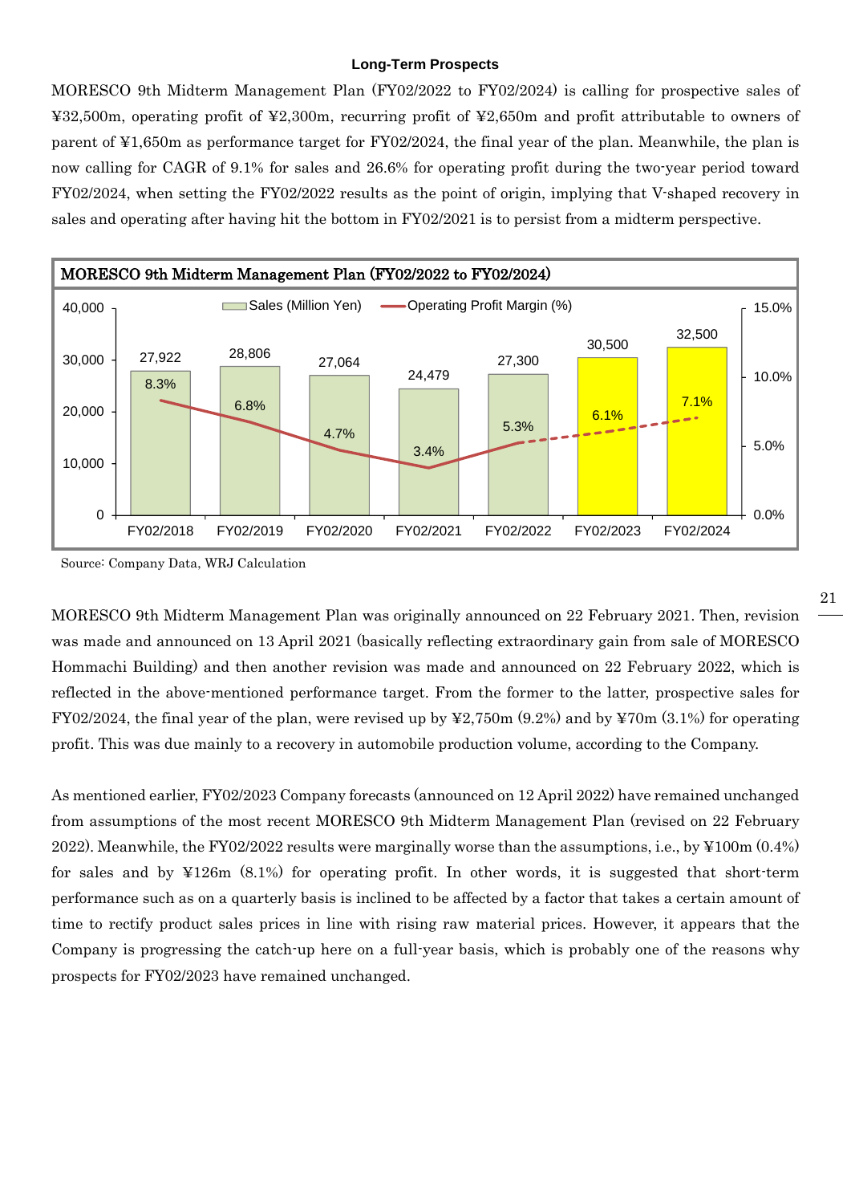### Long-Term Prospects

MORESCO 9th Midterm Management Plan (FY02/2022 to FY02/2024) is calling for prospective sales of ¥32,500m, operating profit of ¥2,300m, recurring profit of ¥2,650m and profit attributable to owners of parent of ¥1,650m as performance target for FY02/2024, the final year of the plan. Meanwhile, the plan is now calling for CAGR of 9.1% for sales and 26.6% for operating profit during the two-year period toward FY02/2024, when setting the FY02/2022 results as the point of origin, implying that V-shaped recovery in sales and operating after having hit the bottom in FY02/2021 is to persist from a midterm perspective.

**MORESCO 9th Midterm Management Plan (FY02/2022 to FY02/2024)**

| | FY02/2018 | FY02/2019 | FY02/2020 | FY02/2021 | FY02/2022 | FY02/2023 | FY02/2024 |
|---|---|---|---|---|---|---|---|
| Sales (Million Yen) | 27,922 | 28,806 | 27,064 | 24,479 | 27,300 | 30,500 | 32,500 |
| Operating Profit Margin (%) | 8.3% | 6.8% | 4.7% | 3.4% | 5.3% | 6.1% | 7.1% |

Source: Company Data, WRJ Calculation

MORESCO 9th Midterm Management Plan was originally announced on 22 February 2021. Then, revision was made and announced on 13 April 2021 (basically reflecting extraordinary gain from sale of MORESCO Hommachi Building) and then another revision was made and announced on 22 February 2022, which is reflected in the above-mentioned performance target. From the former to the latter, prospective sales for FY02/2024, the final year of the plan, were revised up by ¥2,750m (9.2%) and by ¥70m (3.1%) for operating profit. This was due mainly to a recovery in automobile production volume, according to the Company.

As mentioned earlier, FY02/2023 Company forecasts (announced on 12 April 2022) have remained unchanged from assumptions of the most recent MORESCO 9th Midterm Management Plan (revised on 22 February 2022). Meanwhile, the FY02/2022 results were marginally worse than the assumptions, i.e., by ¥100m (0.4%) for sales and by ¥126m (8.1%) for operating profit. In other words, it is suggested that short-term performance such as on a quarterly basis is inclined to be affected by a factor that takes a certain amount of time to rectify product sales prices in line with rising raw material prices. However, it appears that the Company is progressing the catch-up here on a full-year basis, which is probably one of the reasons why prospects for FY02/2023 have remained unchanged.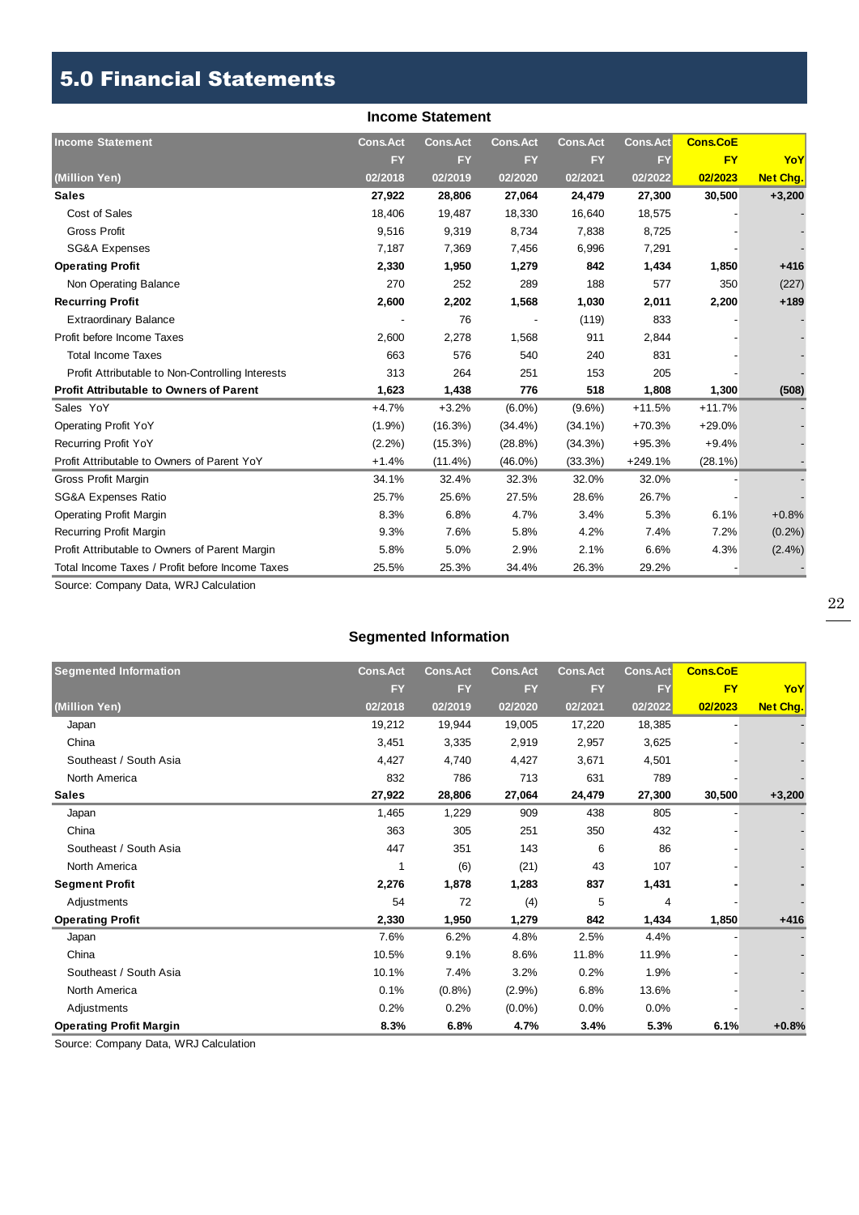# 5.0 Financial Statements

## Income Statement

| Income Statement | Cons.Act | Cons.Act | Cons.Act | Cons.Act | Cons.Act | Cons.CoE | |
|---|---|---|---|---|---|---|---|
| | FY | FY | FY | FY | FY | FY | YoY |
| (Million Yen) | 02/2018 | 02/2019 | 02/2020 | 02/2021 | 02/2022 | 02/2023 | Net Chg. |
| **Sales** | **27,922** | **28,806** | **27,064** | **24,479** | **27,300** | **30,500** | **+3,200** |
| Cost of Sales | 18,406 | 19,487 | 18,330 | 16,640 | 18,575 | - | - |
| Gross Profit | 9,516 | 9,319 | 8,734 | 7,838 | 8,725 | - | - |
| SG&A Expenses | 7,187 | 7,369 | 7,456 | 6,996 | 7,291 | - | - |
| **Operating Profit** | **2,330** | **1,950** | **1,279** | **842** | **1,434** | **1,850** | **+416** |
| Non Operating Balance | 270 | 252 | 289 | 188 | 577 | 350 | (227) |
| **Recurring Profit** | **2,600** | **2,202** | **1,568** | **1,030** | **2,011** | **2,200** | **+189** |
| Extraordinary Balance | - | 76 | - | (119) | 833 | - | - |
| Profit before Income Taxes | 2,600 | 2,278 | 1,568 | 911 | 2,844 | - | - |
| Total Income Taxes | 663 | 576 | 540 | 240 | 831 | - | - |
| Profit Attributable to Non-Controlling Interests | 313 | 264 | 251 | 153 | 205 | - | - |
| **Profit Attributable to Owners of Parent** | **1,623** | **1,438** | **776** | **518** | **1,808** | **1,300** | **(508)** |
| Sales YoY | +4.7% | +3.2% | (6.0%) | (9.6%) | +11.5% | +11.7% | - |
| Operating Profit YoY | (1.9%) | (16.3%) | (34.4%) | (34.1%) | +70.3% | +29.0% | - |
| Recurring Profit YoY | (2.2%) | (15.3%) | (28.8%) | (34.3%) | +95.3% | +9.4% | - |
| Profit Attributable to Owners of Parent YoY | +1.4% | (11.4%) | (46.0%) | (33.3%) | +249.1% | (28.1%) | - |
| Gross Profit Margin | 34.1% | 32.4% | 32.3% | 32.0% | 32.0% | - | - |
| SG&A Expenses Ratio | 25.7% | 25.6% | 27.5% | 28.6% | 26.7% | - | - |
| Operating Profit Margin | 8.3% | 6.8% | 4.7% | 3.4% | 5.3% | 6.1% | +0.8% |
| Recurring Profit Margin | 9.3% | 7.6% | 5.8% | 4.2% | 7.4% | 7.2% | (0.2%) |
| Profit Attributable to Owners of Parent Margin | 5.8% | 5.0% | 2.9% | 2.1% | 6.6% | 4.3% | (2.4%) |
| Total Income Taxes / Profit before Income Taxes | 25.5% | 25.3% | 34.4% | 26.3% | 29.2% | - | - |

Source: Company Data, WRJ Calculation

## Segmented Information

| Segmented Information | Cons.Act | Cons.Act | Cons.Act | Cons.Act | Cons.Act | Cons.CoE | |
|---|---|---|---|---|---|---|---|
| | FY | FY | FY | FY | FY | FY | YoY |
| (Million Yen) | 02/2018 | 02/2019 | 02/2020 | 02/2021 | 02/2022 | 02/2023 | Net Chg. |
| Japan | 19,212 | 19,944 | 19,005 | 17,220 | 18,385 | - | - |
| China | 3,451 | 3,335 | 2,919 | 2,957 | 3,625 | - | - |
| Southeast / South Asia | 4,427 | 4,740 | 4,427 | 3,671 | 4,501 | - | - |
| North America | 832 | 786 | 713 | 631 | 789 | - | - |
| **Sales** | **27,922** | **28,806** | **27,064** | **24,479** | **27,300** | **30,500** | **+3,200** |
| Japan | 1,465 | 1,229 | 909 | 438 | 805 | - | - |
| China | 363 | 305 | 251 | 350 | 432 | - | - |
| Southeast / South Asia | 447 | 351 | 143 | 6 | 86 | - | - |
| North America | 1 | (6) | (21) | 43 | 107 | - | - |
| **Segment Profit** | **2,276** | **1,878** | **1,283** | **837** | **1,431** | **-** | **-** |
| Adjustments | 54 | 72 | (4) | 5 | 4 | - | - |
| **Operating Profit** | **2,330** | **1,950** | **1,279** | **842** | **1,434** | **1,850** | **+416** |
| Japan | 7.6% | 6.2% | 4.8% | 2.5% | 4.4% | - | - |
| China | 10.5% | 9.1% | 8.6% | 11.8% | 11.9% | - | - |
| Southeast / South Asia | 10.1% | 7.4% | 3.2% | 0.2% | 1.9% | - | - |
| North America | 0.1% | (0.8%) | (2.9%) | 6.8% | 13.6% | - | - |
| Adjustments | 0.2% | 0.2% | (0.0%) | 0.0% | 0.0% | - | - |
| **Operating Profit Margin** | **8.3%** | **6.8%** | **4.7%** | **3.4%** | **5.3%** | **6.1%** | **+0.8%** |

Source: Company Data, WRJ Calculation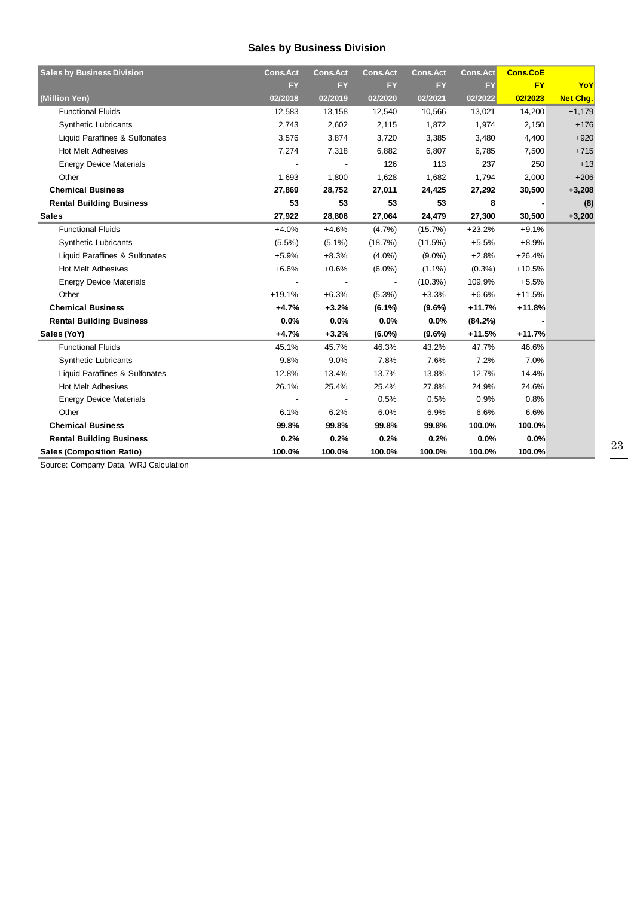## Sales by Business Division

| Sales by Business Division | Cons.Act | Cons.Act | Cons.Act | Cons.Act | Cons.Act | Cons.CoE | |
|---|---|---|---|---|---|---|---|
| | FY | FY | FY | FY | FY | FY | YoY |
| (Million Yen) | 02/2018 | 02/2019 | 02/2020 | 02/2021 | 02/2022 | 02/2023 | Net Chg. |
| Functional Fluids | 12,583 | 13,158 | 12,540 | 10,566 | 13,021 | 14,200 | +1,179 |
| Synthetic Lubricants | 2,743 | 2,602 | 2,115 | 1,872 | 1,974 | 2,150 | +176 |
| Liquid Paraffines & Sulfonates | 3,576 | 3,874 | 3,720 | 3,385 | 3,480 | 4,400 | +920 |
| Hot Melt Adhesives | 7,274 | 7,318 | 6,882 | 6,807 | 6,785 | 7,500 | +715 |
| Energy Device Materials | - | - | 126 | 113 | 237 | 250 | +13 |
| Other | 1,693 | 1,800 | 1,628 | 1,682 | 1,794 | 2,000 | +206 |
| **Chemical Business** | **27,869** | **28,752** | **27,011** | **24,425** | **27,292** | **30,500** | **+3,208** |
| **Rental Building Business** | **53** | **53** | **53** | **53** | **8** | **-** | **(8)** |
| **Sales** | **27,922** | **28,806** | **27,064** | **24,479** | **27,300** | **30,500** | **+3,200** |
| Functional Fluids | +4.0% | +4.6% | (4.7%) | (15.7%) | +23.2% | +9.1% | |
| Synthetic Lubricants | (5.5%) | (5.1%) | (18.7%) | (11.5%) | +5.5% | +8.9% | |
| Liquid Paraffines & Sulfonates | +5.9% | +8.3% | (4.0%) | (9.0%) | +2.8% | +26.4% | |
| Hot Melt Adhesives | +6.6% | +0.6% | (6.0%) | (1.1%) | (0.3%) | +10.5% | |
| Energy Device Materials | - | - | - | (10.3%) | +109.9% | +5.5% | |
| Other | +19.1% | +6.3% | (5.3%) | +3.3% | +6.6% | +11.5% | |
| **Chemical Business** | **+4.7%** | **+3.2%** | **(6.1%)** | **(9.6%)** | **+11.7%** | **+11.8%** | |
| **Rental Building Business** | **0.0%** | **0.0%** | **0.0%** | **0.0%** | **(84.2%)** | **-** | |
| **Sales (YoY)** | **+4.7%** | **+3.2%** | **(6.0%)** | **(9.6%)** | **+11.5%** | **+11.7%** | |
| Functional Fluids | 45.1% | 45.7% | 46.3% | 43.2% | 47.7% | 46.6% | |
| Synthetic Lubricants | 9.8% | 9.0% | 7.8% | 7.6% | 7.2% | 7.0% | |
| Liquid Paraffines & Sulfonates | 12.8% | 13.4% | 13.7% | 13.8% | 12.7% | 14.4% | |
| Hot Melt Adhesives | 26.1% | 25.4% | 25.4% | 27.8% | 24.9% | 24.6% | |
| Energy Device Materials | - | - | 0.5% | 0.5% | 0.9% | 0.8% | |
| Other | 6.1% | 6.2% | 6.0% | 6.9% | 6.6% | 6.6% | |
| **Chemical Business** | **99.8%** | **99.8%** | **99.8%** | **99.8%** | **100.0%** | **100.0%** | |
| **Rental Building Business** | **0.2%** | **0.2%** | **0.2%** | **0.2%** | **0.0%** | **0.0%** | |
| **Sales (Composition Ratio)** | **100.0%** | **100.0%** | **100.0%** | **100.0%** | **100.0%** | **100.0%** | |

Source: Company Data, WRJ Calculation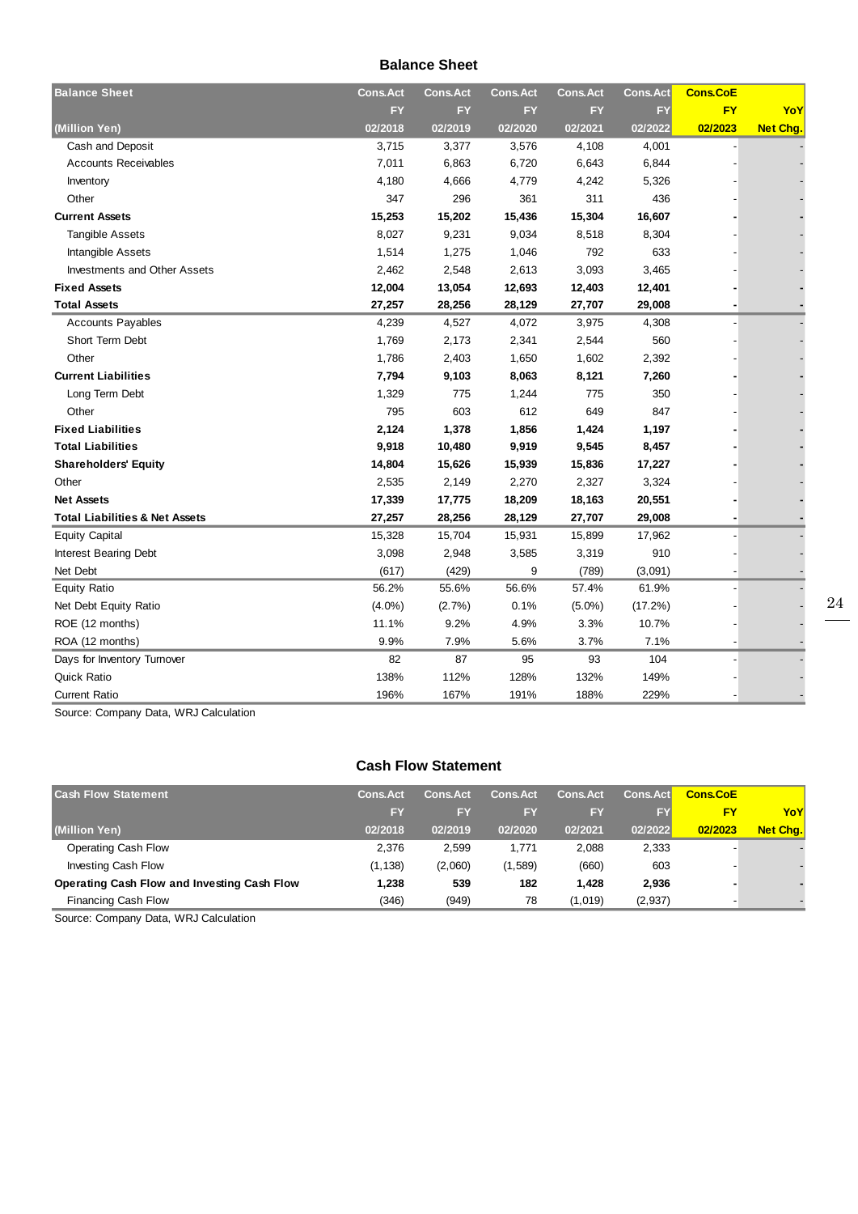## Balance Sheet

| Balance Sheet | Cons.Act | Cons.Act | Cons.Act | Cons.Act | Cons.Act | Cons.CoE | |
|---|---|---|---|---|---|---|---|
| | FY | FY | FY | FY | FY | FY | YoY |
| (Million Yen) | 02/2018 | 02/2019 | 02/2020 | 02/2021 | 02/2022 | 02/2023 | Net Chg. |
| Cash and Deposit | 3,715 | 3,377 | 3,576 | 4,108 | 4,001 | - | - |
| Accounts Receivables | 7,011 | 6,863 | 6,720 | 6,643 | 6,844 | - | - |
| Inventory | 4,180 | 4,666 | 4,779 | 4,242 | 5,326 | - | - |
| Other | 347 | 296 | 361 | 311 | 436 | - | - |
| **Current Assets** | **15,253** | **15,202** | **15,436** | **15,304** | **16,607** | **-** | **-** |
| Tangible Assets | 8,027 | 9,231 | 9,034 | 8,518 | 8,304 | - | - |
| Intangible Assets | 1,514 | 1,275 | 1,046 | 792 | 633 | - | - |
| Investments and Other Assets | 2,462 | 2,548 | 2,613 | 3,093 | 3,465 | - | - |
| **Fixed Assets** | **12,004** | **13,054** | **12,693** | **12,403** | **12,401** | **-** | **-** |
| **Total Assets** | **27,257** | **28,256** | **28,129** | **27,707** | **29,008** | **-** | **-** |
| Accounts Payables | 4,239 | 4,527 | 4,072 | 3,975 | 4,308 | - | - |
| Short Term Debt | 1,769 | 2,173 | 2,341 | 2,544 | 560 | - | - |
| Other | 1,786 | 2,403 | 1,650 | 1,602 | 2,392 | - | - |
| **Current Liabilities** | **7,794** | **9,103** | **8,063** | **8,121** | **7,260** | **-** | **-** |
| Long Term Debt | 1,329 | 775 | 1,244 | 775 | 350 | - | - |
| Other | 795 | 603 | 612 | 649 | 847 | - | - |
| **Fixed Liabilities** | **2,124** | **1,378** | **1,856** | **1,424** | **1,197** | **-** | **-** |
| **Total Liabilities** | **9,918** | **10,480** | **9,919** | **9,545** | **8,457** | **-** | **-** |
| **Shareholders' Equity** | **14,804** | **15,626** | **15,939** | **15,836** | **17,227** | **-** | **-** |
| Other | 2,535 | 2,149 | 2,270 | 2,327 | 3,324 | - | - |
| **Net Assets** | **17,339** | **17,775** | **18,209** | **18,163** | **20,551** | **-** | **-** |
| **Total Liabilities & Net Assets** | **27,257** | **28,256** | **28,129** | **27,707** | **29,008** | **-** | **-** |
| Equity Capital | 15,328 | 15,704 | 15,931 | 15,899 | 17,962 | - | - |
| Interest Bearing Debt | 3,098 | 2,948 | 3,585 | 3,319 | 910 | - | - |
| Net Debt | (617) | (429) | 9 | (789) | (3,091) | - | - |
| Equity Ratio | 56.2% | 55.6% | 56.6% | 57.4% | 61.9% | - | - |
| Net Debt Equity Ratio | (4.0%) | (2.7%) | 0.1% | (5.0%) | (17.2%) | - | - |
| ROE (12 months) | 11.1% | 9.2% | 4.9% | 3.3% | 10.7% | - | - |
| ROA (12 months) | 9.9% | 7.9% | 5.6% | 3.7% | 7.1% | - | - |
| Days for Inventory Turnover | 82 | 87 | 95 | 93 | 104 | - | - |
| Quick Ratio | 138% | 112% | 128% | 132% | 149% | - | - |
| Current Ratio | 196% | 167% | 191% | 188% | 229% | - | - |

Source: Company Data, WRJ Calculation

## Cash Flow Statement

| Cash Flow Statement | Cons.Act | Cons.Act | Cons.Act | Cons.Act | Cons.Act | Cons.CoE | |
|---|---|---|---|---|---|---|---|
| | FY | FY | FY | FY | FY | FY | YoY |
| (Million Yen) | 02/2018 | 02/2019 | 02/2020 | 02/2021 | 02/2022 | 02/2023 | Net Chg. |
| Operating Cash Flow | 2,376 | 2,599 | 1,771 | 2,088 | 2,333 | - | - |
| Investing Cash Flow | (1,138) | (2,060) | (1,589) | (660) | 603 | - | - |
| **Operating Cash Flow and Investing Cash Flow** | **1,238** | **539** | **182** | **1,428** | **2,936** | **-** | **-** |
| Financing Cash Flow | (346) | (949) | 78 | (1,019) | (2,937) | - | - |

Source: Company Data, WRJ Calculation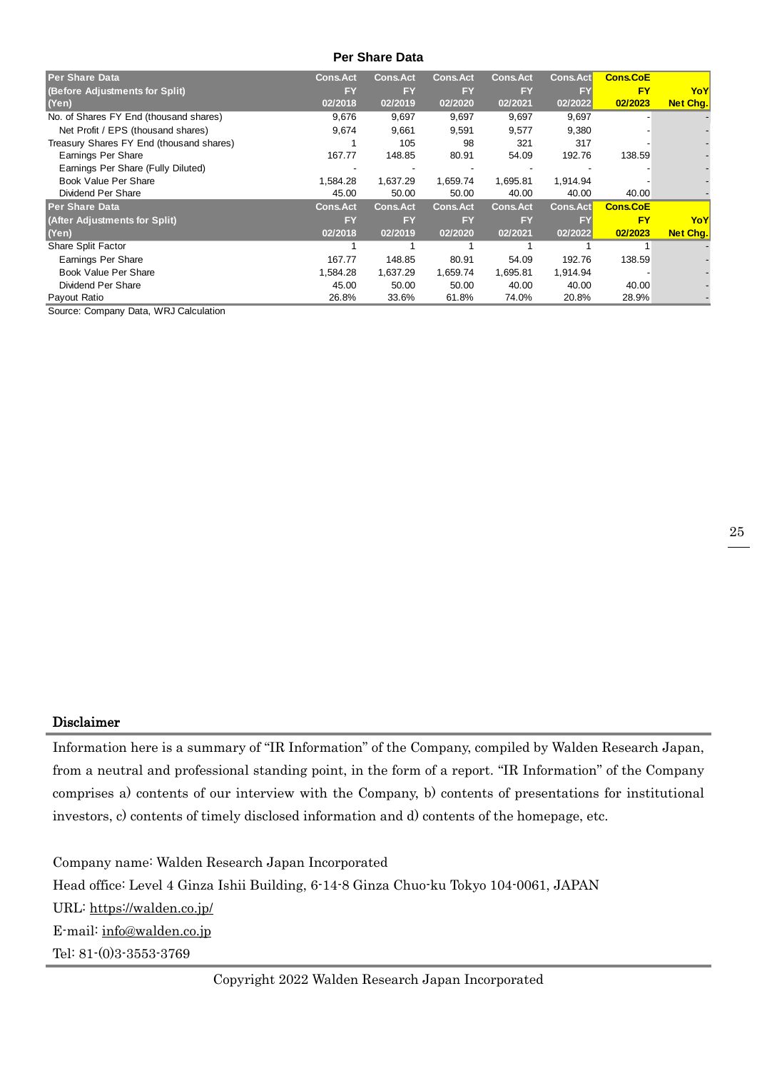## Per Share Data

| Per Share Data (Before Adjustments for Split) (Yen) | Cons.Act FY 02/2018 | Cons.Act FY 02/2019 | Cons.Act FY 02/2020 | Cons.Act FY 02/2021 | Cons.Act FY 02/2022 | Cons.CoE FY 02/2023 | YoY Net Chg. |
|---|---|---|---|---|---|---|---|
| No. of Shares FY End (thousand shares) | 9,676 | 9,697 | 9,697 | 9,697 | 9,697 | - | - |
| Net Profit / EPS (thousand shares) | 9,674 | 9,661 | 9,591 | 9,577 | 9,380 | - | - |
| Treasury Shares FY End (thousand shares) | 1 | 105 | 98 | 321 | 317 | - | - |
| Earnings Per Share | 167.77 | 148.85 | 80.91 | 54.09 | 192.76 | 138.59 | - |
| Earnings Per Share (Fully Diluted) | - | - | - | - | - | - | - |
| Book Value Per Share | 1,584.28 | 1,637.29 | 1,659.74 | 1,695.81 | 1,914.94 | - | - |
| Dividend Per Share | 45.00 | 50.00 | 50.00 | 40.00 | 40.00 | 40.00 | - |
| **Per Share Data (After Adjustments for Split) (Yen)** | **Cons.Act FY 02/2018** | **Cons.Act FY 02/2019** | **Cons.Act FY 02/2020** | **Cons.Act FY 02/2021** | **Cons.Act FY 02/2022** | **Cons.CoE FY 02/2023** | **YoY Net Chg.** |
| Share Split Factor | 1 | 1 | 1 | 1 | 1 | 1 | - |
| Earnings Per Share | 167.77 | 148.85 | 80.91 | 54.09 | 192.76 | 138.59 | - |
| Book Value Per Share | 1,584.28 | 1,637.29 | 1,659.74 | 1,695.81 | 1,914.94 | - | - |
| Dividend Per Share | 45.00 | 50.00 | 50.00 | 40.00 | 40.00 | 40.00 | - |
| Payout Ratio | 26.8% | 33.6% | 61.8% | 74.0% | 20.8% | 28.9% | - |

Source: Company Data, WRJ Calculation

### Disclaimer

Information here is a summary of "IR Information" of the Company, compiled by Walden Research Japan, from a neutral and professional standing point, in the form of a report. "IR Information" of the Company comprises a) contents of our interview with the Company, b) contents of presentations for institutional investors, c) contents of timely disclosed information and d) contents of the homepage, etc.

Company name: Walden Research Japan Incorporated

Head office: Level 4 Ginza Ishii Building, 6-14-8 Ginza Chuo-ku Tokyo 104-0061, JAPAN

URL: https://walden.co.jp/

E-mail: info@walden.co.jp

Tel: 81-(0)3-3553-3769

Copyright 2022 Walden Research Japan Incorporated